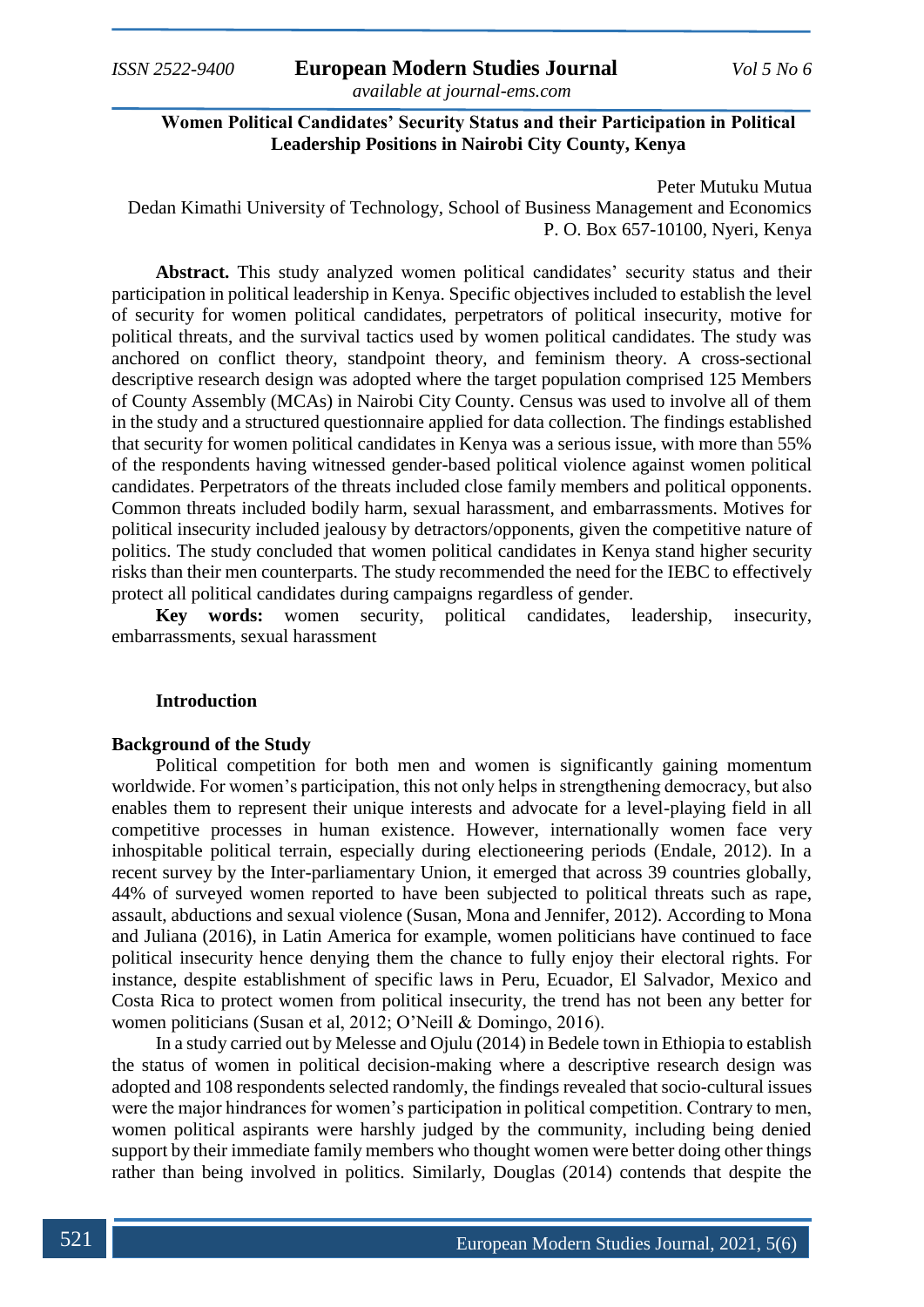# Women Political Candidates' Security Status and their Participation in Political Leadership Positions in Nairobi City County, Kenya

Peter Mutuku Mutua
Dedan Kimathi University of Technology, School of Business Management and Economics
P. O. Box 657-10100, Nyeri, Kenya

**Abstract.** This study analyzed women political candidates' security status and their participation in political leadership in Kenya. Specific objectives included to establish the level of security for women political candidates, perpetrators of political insecurity, motive for political threats, and the survival tactics used by women political candidates. The study was anchored on conflict theory, standpoint theory, and feminism theory. A cross-sectional descriptive research design was adopted where the target population comprised 125 Members of County Assembly (MCAs) in Nairobi City County. Census was used to involve all of them in the study and a structured questionnaire applied for data collection. The findings established that security for women political candidates in Kenya was a serious issue, with more than 55% of the respondents having witnessed gender-based political violence against women political candidates. Perpetrators of the threats included close family members and political opponents. Common threats included bodily harm, sexual harassment, and embarrassments. Motives for political insecurity included jealousy by detractors/opponents, given the competitive nature of politics. The study concluded that women political candidates in Kenya stand higher security risks than their men counterparts. The study recommended the need for the IEBC to effectively protect all political candidates during campaigns regardless of gender.

**Key words:** women security, political candidates, leadership, insecurity, embarrassments, sexual harassment

## Introduction

### Background of the Study

Political competition for both men and women is significantly gaining momentum worldwide. For women's participation, this not only helps in strengthening democracy, but also enables them to represent their unique interests and advocate for a level-playing field in all competitive processes in human existence. However, internationally women face very inhospitable political terrain, especially during electioneering periods (Endale, 2012). In a recent survey by the Inter-parliamentary Union, it emerged that across 39 countries globally, 44% of surveyed women reported to have been subjected to political threats such as rape, assault, abductions and sexual violence (Susan, Mona and Jennifer, 2012). According to Mona and Juliana (2016), in Latin America for example, women politicians have continued to face political insecurity hence denying them the chance to fully enjoy their electoral rights. For instance, despite establishment of specific laws in Peru, Ecuador, El Salvador, Mexico and Costa Rica to protect women from political insecurity, the trend has not been any better for women politicians (Susan et al, 2012; O'Neill & Domingo, 2016).

In a study carried out by Melesse and Ojulu (2014) in Bedele town in Ethiopia to establish the status of women in political decision-making where a descriptive research design was adopted and 108 respondents selected randomly, the findings revealed that socio-cultural issues were the major hindrances for women's participation in political competition. Contrary to men, women political aspirants were harshly judged by the community, including being denied support by their immediate family members who thought women were better doing other things rather than being involved in politics. Similarly, Douglas (2014) contends that despite the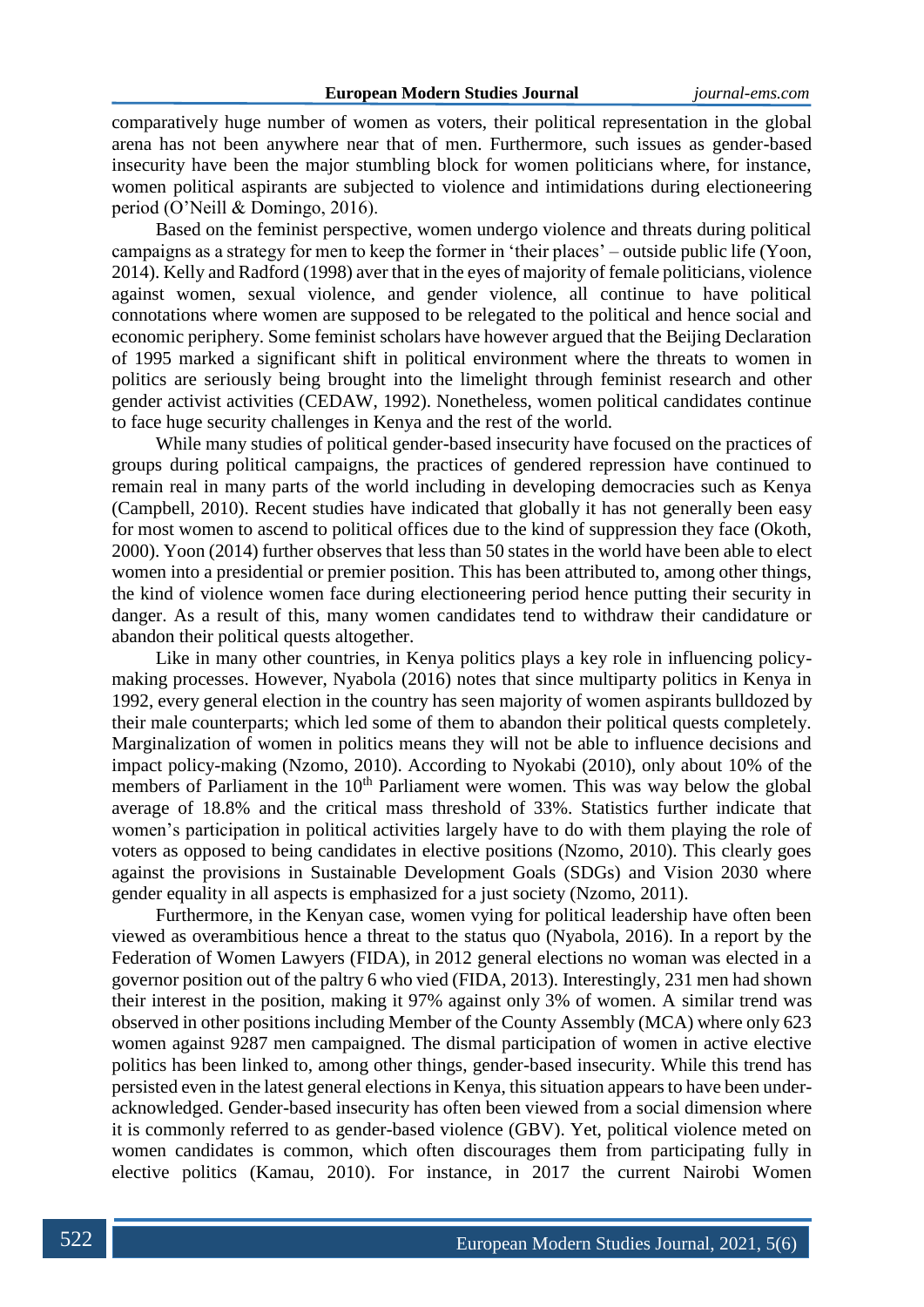comparatively huge number of women as voters, their political representation in the global arena has not been anywhere near that of men. Furthermore, such issues as gender-based insecurity have been the major stumbling block for women politicians where, for instance, women political aspirants are subjected to violence and intimidations during electioneering period (O'Neill & Domingo, 2016).

Based on the feminist perspective, women undergo violence and threats during political campaigns as a strategy for men to keep the former in 'their places' – outside public life (Yoon, 2014). Kelly and Radford (1998) aver that in the eyes of majority of female politicians, violence against women, sexual violence, and gender violence, all continue to have political connotations where women are supposed to be relegated to the political and hence social and economic periphery. Some feminist scholars have however argued that the Beijing Declaration of 1995 marked a significant shift in political environment where the threats to women in politics are seriously being brought into the limelight through feminist research and other gender activist activities (CEDAW, 1992). Nonetheless, women political candidates continue to face huge security challenges in Kenya and the rest of the world.

While many studies of political gender-based insecurity have focused on the practices of groups during political campaigns, the practices of gendered repression have continued to remain real in many parts of the world including in developing democracies such as Kenya (Campbell, 2010). Recent studies have indicated that globally it has not generally been easy for most women to ascend to political offices due to the kind of suppression they face (Okoth, 2000). Yoon (2014) further observes that less than 50 states in the world have been able to elect women into a presidential or premier position. This has been attributed to, among other things, the kind of violence women face during electioneering period hence putting their security in danger. As a result of this, many women candidates tend to withdraw their candidature or abandon their political quests altogether.

Like in many other countries, in Kenya politics plays a key role in influencing policy-making processes. However, Nyabola (2016) notes that since multiparty politics in Kenya in 1992, every general election in the country has seen majority of women aspirants bulldozed by their male counterparts; which led some of them to abandon their political quests completely. Marginalization of women in politics means they will not be able to influence decisions and impact policy-making (Nzomo, 2010). According to Nyokabi (2010), only about 10% of the members of Parliament in the 10th Parliament were women. This was way below the global average of 18.8% and the critical mass threshold of 33%. Statistics further indicate that women's participation in political activities largely have to do with them playing the role of voters as opposed to being candidates in elective positions (Nzomo, 2010). This clearly goes against the provisions in Sustainable Development Goals (SDGs) and Vision 2030 where gender equality in all aspects is emphasized for a just society (Nzomo, 2011).

Furthermore, in the Kenyan case, women vying for political leadership have often been viewed as overambitious hence a threat to the status quo (Nyabola, 2016). In a report by the Federation of Women Lawyers (FIDA), in 2012 general elections no woman was elected in a governor position out of the paltry 6 who vied (FIDA, 2013). Interestingly, 231 men had shown their interest in the position, making it 97% against only 3% of women. A similar trend was observed in other positions including Member of the County Assembly (MCA) where only 623 women against 9287 men campaigned. The dismal participation of women in active elective politics has been linked to, among other things, gender-based insecurity. While this trend has persisted even in the latest general elections in Kenya, this situation appears to have been under-acknowledged. Gender-based insecurity has often been viewed from a social dimension where it is commonly referred to as gender-based violence (GBV). Yet, political violence meted on women candidates is common, which often discourages them from participating fully in elective politics (Kamau, 2010). For instance, in 2017 the current Nairobi Women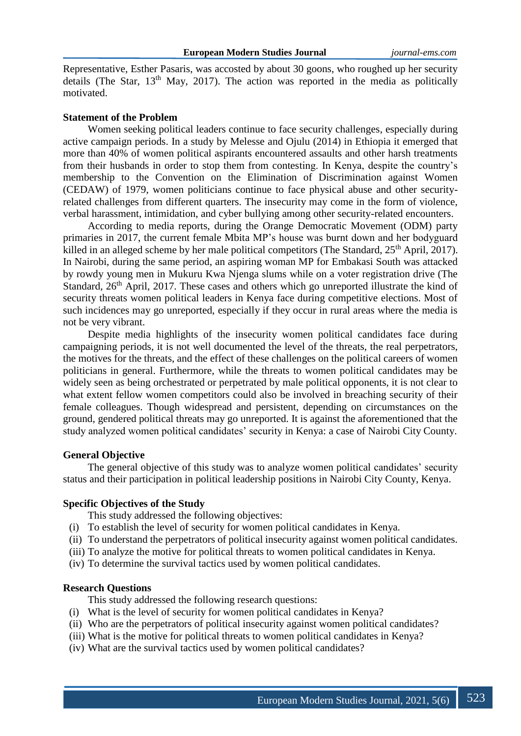Representative, Esther Pasaris, was accosted by about 30 goons, who roughed up her security details (The Star, 13th May, 2017). The action was reported in the media as politically motivated.

## Statement of the Problem

Women seeking political leaders continue to face security challenges, especially during active campaign periods. In a study by Melesse and Ojulu (2014) in Ethiopia it emerged that more than 40% of women political aspirants encountered assaults and other harsh treatments from their husbands in order to stop them from contesting. In Kenya, despite the country's membership to the Convention on the Elimination of Discrimination against Women (CEDAW) of 1979, women politicians continue to face physical abuse and other security-related challenges from different quarters. The insecurity may come in the form of violence, verbal harassment, intimidation, and cyber bullying among other security-related encounters.

According to media reports, during the Orange Democratic Movement (ODM) party primaries in 2017, the current female Mbita MP's house was burnt down and her bodyguard killed in an alleged scheme by her male political competitors (The Standard, 25th April, 2017). In Nairobi, during the same period, an aspiring woman MP for Embakasi South was attacked by rowdy young men in Mukuru Kwa Njenga slums while on a voter registration drive (The Standard, 26th April, 2017. These cases and others which go unreported illustrate the kind of security threats women political leaders in Kenya face during competitive elections. Most of such incidences may go unreported, especially if they occur in rural areas where the media is not be very vibrant.

Despite media highlights of the insecurity women political candidates face during campaigning periods, it is not well documented the level of the threats, the real perpetrators, the motives for the threats, and the effect of these challenges on the political careers of women politicians in general. Furthermore, while the threats to women political candidates may be widely seen as being orchestrated or perpetrated by male political opponents, it is not clear to what extent fellow women competitors could also be involved in breaching security of their female colleagues. Though widespread and persistent, depending on circumstances on the ground, gendered political threats may go unreported. It is against the aforementioned that the study analyzed women political candidates' security in Kenya: a case of Nairobi City County.

## General Objective

The general objective of this study was to analyze women political candidates' security status and their participation in political leadership positions in Nairobi City County, Kenya.

## Specific Objectives of the Study

This study addressed the following objectives:

(i) To establish the level of security for women political candidates in Kenya.
(ii) To understand the perpetrators of political insecurity against women political candidates.
(iii) To analyze the motive for political threats to women political candidates in Kenya.
(iv) To determine the survival tactics used by women political candidates.

## Research Questions

This study addressed the following research questions:

(i) What is the level of security for women political candidates in Kenya?
(ii) Who are the perpetrators of political insecurity against women political candidates?
(iii) What is the motive for political threats to women political candidates in Kenya?
(iv) What are the survival tactics used by women political candidates?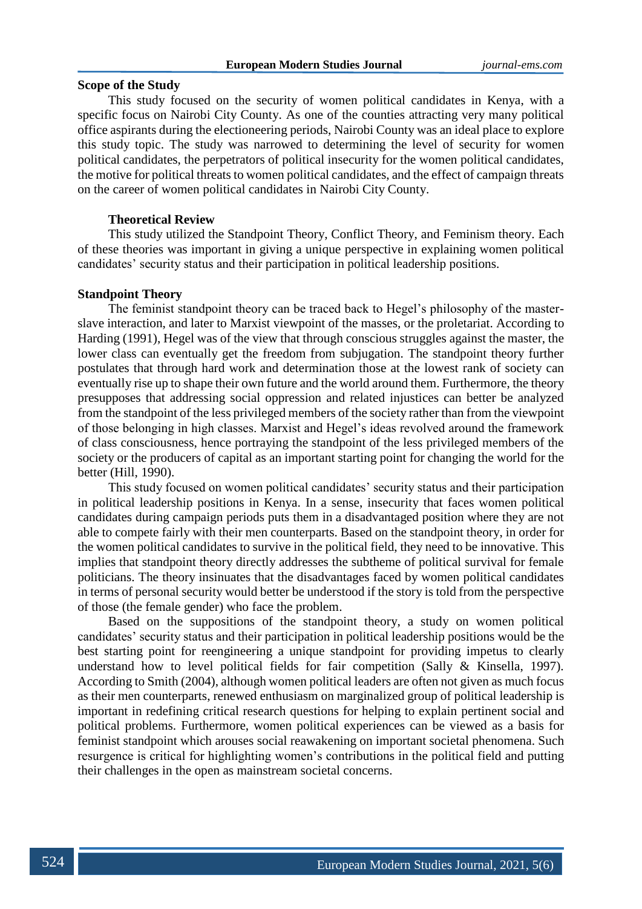## Scope of the Study

This study focused on the security of women political candidates in Kenya, with a specific focus on Nairobi City County. As one of the counties attracting very many political office aspirants during the electioneering periods, Nairobi County was an ideal place to explore this study topic. The study was narrowed to determining the level of security for women political candidates, the perpetrators of political insecurity for the women political candidates, the motive for political threats to women political candidates, and the effect of campaign threats on the career of women political candidates in Nairobi City County.

## Theoretical Review

This study utilized the Standpoint Theory, Conflict Theory, and Feminism theory. Each of these theories was important in giving a unique perspective in explaining women political candidates' security status and their participation in political leadership positions.

### Standpoint Theory

The feminist standpoint theory can be traced back to Hegel's philosophy of the master-slave interaction, and later to Marxist viewpoint of the masses, or the proletariat. According to Harding (1991), Hegel was of the view that through conscious struggles against the master, the lower class can eventually get the freedom from subjugation. The standpoint theory further postulates that through hard work and determination those at the lowest rank of society can eventually rise up to shape their own future and the world around them. Furthermore, the theory presupposes that addressing social oppression and related injustices can better be analyzed from the standpoint of the less privileged members of the society rather than from the viewpoint of those belonging in high classes. Marxist and Hegel's ideas revolved around the framework of class consciousness, hence portraying the standpoint of the less privileged members of the society or the producers of capital as an important starting point for changing the world for the better (Hill, 1990).

This study focused on women political candidates' security status and their participation in political leadership positions in Kenya. In a sense, insecurity that faces women political candidates during campaign periods puts them in a disadvantaged position where they are not able to compete fairly with their men counterparts. Based on the standpoint theory, in order for the women political candidates to survive in the political field, they need to be innovative. This implies that standpoint theory directly addresses the subtheme of political survival for female politicians. The theory insinuates that the disadvantages faced by women political candidates in terms of personal security would better be understood if the story is told from the perspective of those (the female gender) who face the problem.

Based on the suppositions of the standpoint theory, a study on women political candidates' security status and their participation in political leadership positions would be the best starting point for reengineering a unique standpoint for providing impetus to clearly understand how to level political fields for fair competition (Sally & Kinsella, 1997). According to Smith (2004), although women political leaders are often not given as much focus as their men counterparts, renewed enthusiasm on marginalized group of political leadership is important in redefining critical research questions for helping to explain pertinent social and political problems. Furthermore, women political experiences can be viewed as a basis for feminist standpoint which arouses social reawakening on important societal phenomena. Such resurgence is critical for highlighting women's contributions in the political field and putting their challenges in the open as mainstream societal concerns.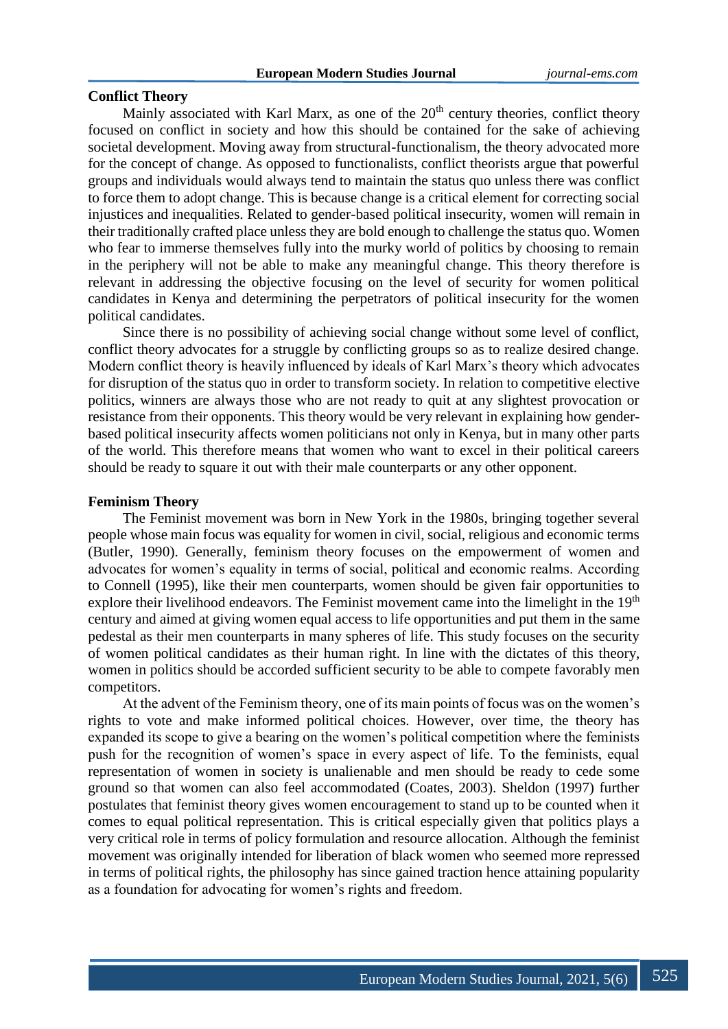**Conflict Theory**

Mainly associated with Karl Marx, as one of the 20th century theories, conflict theory focused on conflict in society and how this should be contained for the sake of achieving societal development. Moving away from structural-functionalism, the theory advocated more for the concept of change. As opposed to functionalists, conflict theorists argue that powerful groups and individuals would always tend to maintain the status quo unless there was conflict to force them to adopt change. This is because change is a critical element for correcting social injustices and inequalities. Related to gender-based political insecurity, women will remain in their traditionally crafted place unless they are bold enough to challenge the status quo. Women who fear to immerse themselves fully into the murky world of politics by choosing to remain in the periphery will not be able to make any meaningful change. This theory therefore is relevant in addressing the objective focusing on the level of security for women political candidates in Kenya and determining the perpetrators of political insecurity for the women political candidates.

Since there is no possibility of achieving social change without some level of conflict, conflict theory advocates for a struggle by conflicting groups so as to realize desired change. Modern conflict theory is heavily influenced by ideals of Karl Marx's theory which advocates for disruption of the status quo in order to transform society. In relation to competitive elective politics, winners are always those who are not ready to quit at any slightest provocation or resistance from their opponents. This theory would be very relevant in explaining how gender-based political insecurity affects women politicians not only in Kenya, but in many other parts of the world. This therefore means that women who want to excel in their political careers should be ready to square it out with their male counterparts or any other opponent.

**Feminism Theory**

The Feminist movement was born in New York in the 1980s, bringing together several people whose main focus was equality for women in civil, social, religious and economic terms (Butler, 1990). Generally, feminism theory focuses on the empowerment of women and advocates for women's equality in terms of social, political and economic realms. According to Connell (1995), like their men counterparts, women should be given fair opportunities to explore their livelihood endeavors. The Feminist movement came into the limelight in the 19th century and aimed at giving women equal access to life opportunities and put them in the same pedestal as their men counterparts in many spheres of life. This study focuses on the security of women political candidates as their human right. In line with the dictates of this theory, women in politics should be accorded sufficient security to be able to compete favorably men competitors.

At the advent of the Feminism theory, one of its main points of focus was on the women's rights to vote and make informed political choices. However, over time, the theory has expanded its scope to give a bearing on the women's political competition where the feminists push for the recognition of women's space in every aspect of life. To the feminists, equal representation of women in society is unalienable and men should be ready to cede some ground so that women can also feel accommodated (Coates, 2003). Sheldon (1997) further postulates that feminist theory gives women encouragement to stand up to be counted when it comes to equal political representation. This is critical especially given that politics plays a very critical role in terms of policy formulation and resource allocation. Although the feminist movement was originally intended for liberation of black women who seemed more repressed in terms of political rights, the philosophy has since gained traction hence attaining popularity as a foundation for advocating for women's rights and freedom.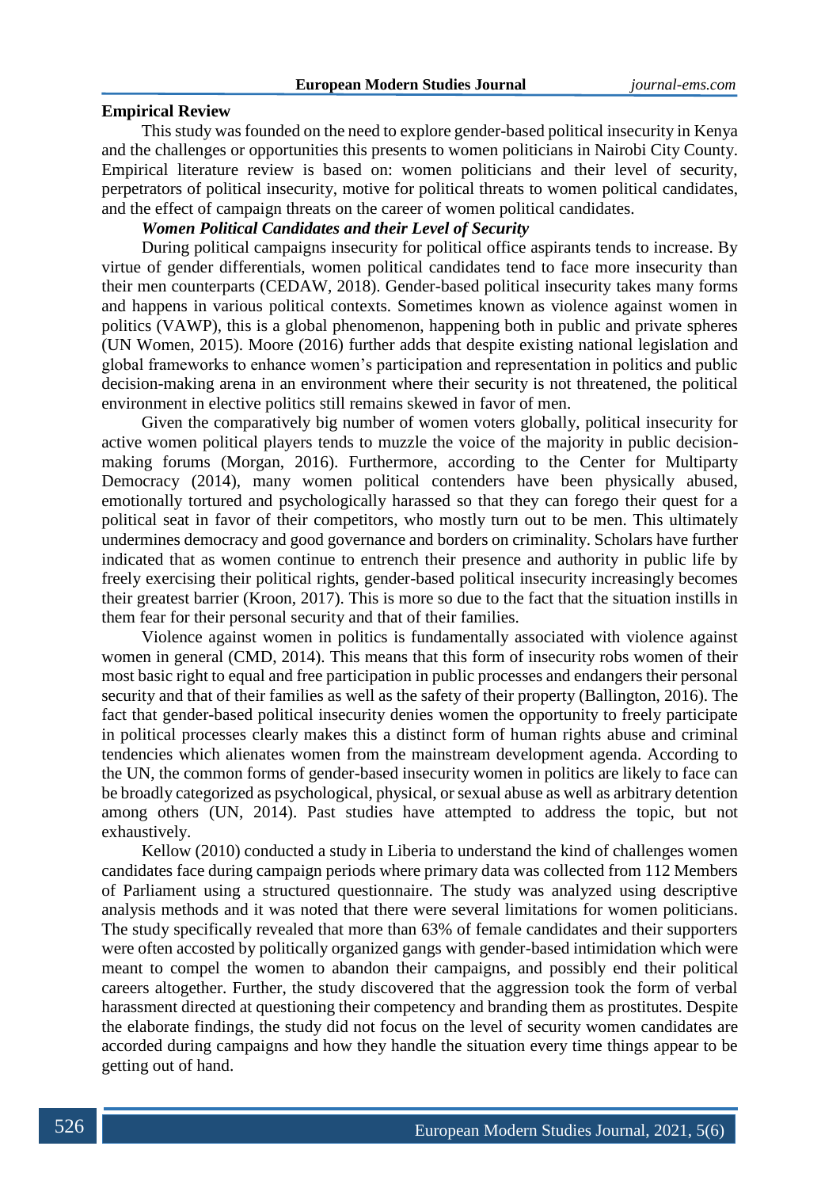## Empirical Review

This study was founded on the need to explore gender-based political insecurity in Kenya and the challenges or opportunities this presents to women politicians in Nairobi City County. Empirical literature review is based on: women politicians and their level of security, perpetrators of political insecurity, motive for political threats to women political candidates, and the effect of campaign threats on the career of women political candidates.

### *Women Political Candidates and their Level of Security*

During political campaigns insecurity for political office aspirants tends to increase. By virtue of gender differentials, women political candidates tend to face more insecurity than their men counterparts (CEDAW, 2018). Gender-based political insecurity takes many forms and happens in various political contexts. Sometimes known as violence against women in politics (VAWP), this is a global phenomenon, happening both in public and private spheres (UN Women, 2015). Moore (2016) further adds that despite existing national legislation and global frameworks to enhance women's participation and representation in politics and public decision-making arena in an environment where their security is not threatened, the political environment in elective politics still remains skewed in favor of men.

Given the comparatively big number of women voters globally, political insecurity for active women political players tends to muzzle the voice of the majority in public decision-making forums (Morgan, 2016). Furthermore, according to the Center for Multiparty Democracy (2014), many women political contenders have been physically abused, emotionally tortured and psychologically harassed so that they can forego their quest for a political seat in favor of their competitors, who mostly turn out to be men. This ultimately undermines democracy and good governance and borders on criminality. Scholars have further indicated that as women continue to entrench their presence and authority in public life by freely exercising their political rights, gender-based political insecurity increasingly becomes their greatest barrier (Kroon, 2017). This is more so due to the fact that the situation instills in them fear for their personal security and that of their families.

Violence against women in politics is fundamentally associated with violence against women in general (CMD, 2014). This means that this form of insecurity robs women of their most basic right to equal and free participation in public processes and endangers their personal security and that of their families as well as the safety of their property (Ballington, 2016). The fact that gender-based political insecurity denies women the opportunity to freely participate in political processes clearly makes this a distinct form of human rights abuse and criminal tendencies which alienates women from the mainstream development agenda. According to the UN, the common forms of gender-based insecurity women in politics are likely to face can be broadly categorized as psychological, physical, or sexual abuse as well as arbitrary detention among others (UN, 2014). Past studies have attempted to address the topic, but not exhaustively.

Kellow (2010) conducted a study in Liberia to understand the kind of challenges women candidates face during campaign periods where primary data was collected from 112 Members of Parliament using a structured questionnaire. The study was analyzed using descriptive analysis methods and it was noted that there were several limitations for women politicians. The study specifically revealed that more than 63% of female candidates and their supporters were often accosted by politically organized gangs with gender-based intimidation which were meant to compel the women to abandon their campaigns, and possibly end their political careers altogether. Further, the study discovered that the aggression took the form of verbal harassment directed at questioning their competency and branding them as prostitutes. Despite the elaborate findings, the study did not focus on the level of security women candidates are accorded during campaigns and how they handle the situation every time things appear to be getting out of hand.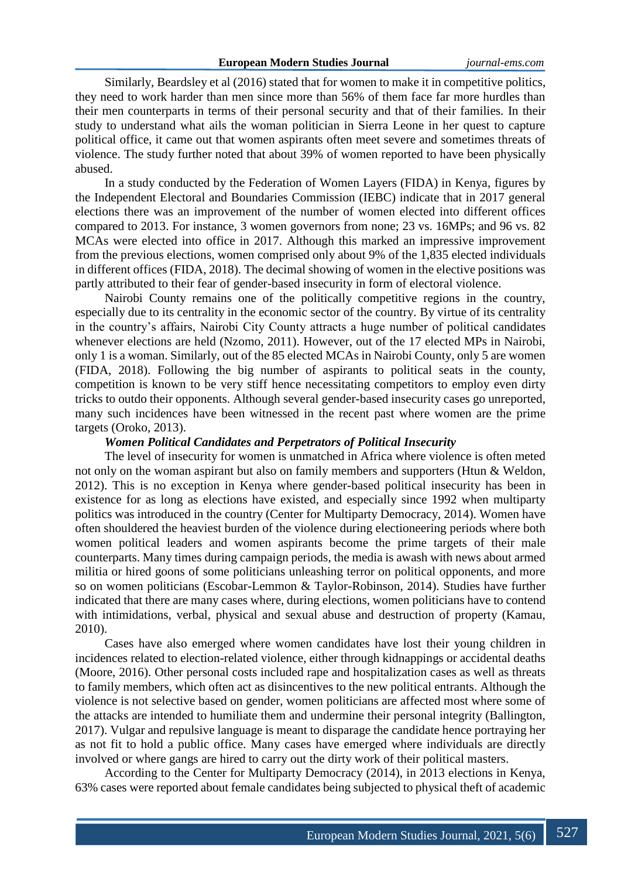Similarly, Beardsley et al (2016) stated that for women to make it in competitive politics, they need to work harder than men since more than 56% of them face far more hurdles than their men counterparts in terms of their personal security and that of their families. In their study to understand what ails the woman politician in Sierra Leone in her quest to capture political office, it came out that women aspirants often meet severe and sometimes threats of violence. The study further noted that about 39% of women reported to have been physically abused.

In a study conducted by the Federation of Women Layers (FIDA) in Kenya, figures by the Independent Electoral and Boundaries Commission (IEBC) indicate that in 2017 general elections there was an improvement of the number of women elected into different offices compared to 2013. For instance, 3 women governors from none; 23 vs. 16MPs; and 96 vs. 82 MCAs were elected into office in 2017. Although this marked an impressive improvement from the previous elections, women comprised only about 9% of the 1,835 elected individuals in different offices (FIDA, 2018). The decimal showing of women in the elective positions was partly attributed to their fear of gender-based insecurity in form of electoral violence.

Nairobi County remains one of the politically competitive regions in the country, especially due to its centrality in the economic sector of the country. By virtue of its centrality in the country's affairs, Nairobi City County attracts a huge number of political candidates whenever elections are held (Nzomo, 2011). However, out of the 17 elected MPs in Nairobi, only 1 is a woman. Similarly, out of the 85 elected MCAs in Nairobi County, only 5 are women (FIDA, 2018). Following the big number of aspirants to political seats in the county, competition is known to be very stiff hence necessitating competitors to employ even dirty tricks to outdo their opponents. Although several gender-based insecurity cases go unreported, many such incidences have been witnessed in the recent past where women are the prime targets (Oroko, 2013).

***Women Political Candidates and Perpetrators of Political Insecurity***

The level of insecurity for women is unmatched in Africa where violence is often meted not only on the woman aspirant but also on family members and supporters (Htun & Weldon, 2012). This is no exception in Kenya where gender-based political insecurity has been in existence for as long as elections have existed, and especially since 1992 when multiparty politics was introduced in the country (Center for Multiparty Democracy, 2014). Women have often shouldered the heaviest burden of the violence during electioneering periods where both women political leaders and women aspirants become the prime targets of their male counterparts. Many times during campaign periods, the media is awash with news about armed militia or hired goons of some politicians unleashing terror on political opponents, and more so on women politicians (Escobar-Lemmon & Taylor-Robinson, 2014). Studies have further indicated that there are many cases where, during elections, women politicians have to contend with intimidations, verbal, physical and sexual abuse and destruction of property (Kamau, 2010).

Cases have also emerged where women candidates have lost their young children in incidences related to election-related violence, either through kidnappings or accidental deaths (Moore, 2016). Other personal costs included rape and hospitalization cases as well as threats to family members, which often act as disincentives to the new political entrants. Although the violence is not selective based on gender, women politicians are affected most where some of the attacks are intended to humiliate them and undermine their personal integrity (Ballington, 2017). Vulgar and repulsive language is meant to disparage the candidate hence portraying her as not fit to hold a public office. Many cases have emerged where individuals are directly involved or where gangs are hired to carry out the dirty work of their political masters.

According to the Center for Multiparty Democracy (2014), in 2013 elections in Kenya, 63% cases were reported about female candidates being subjected to physical theft of academic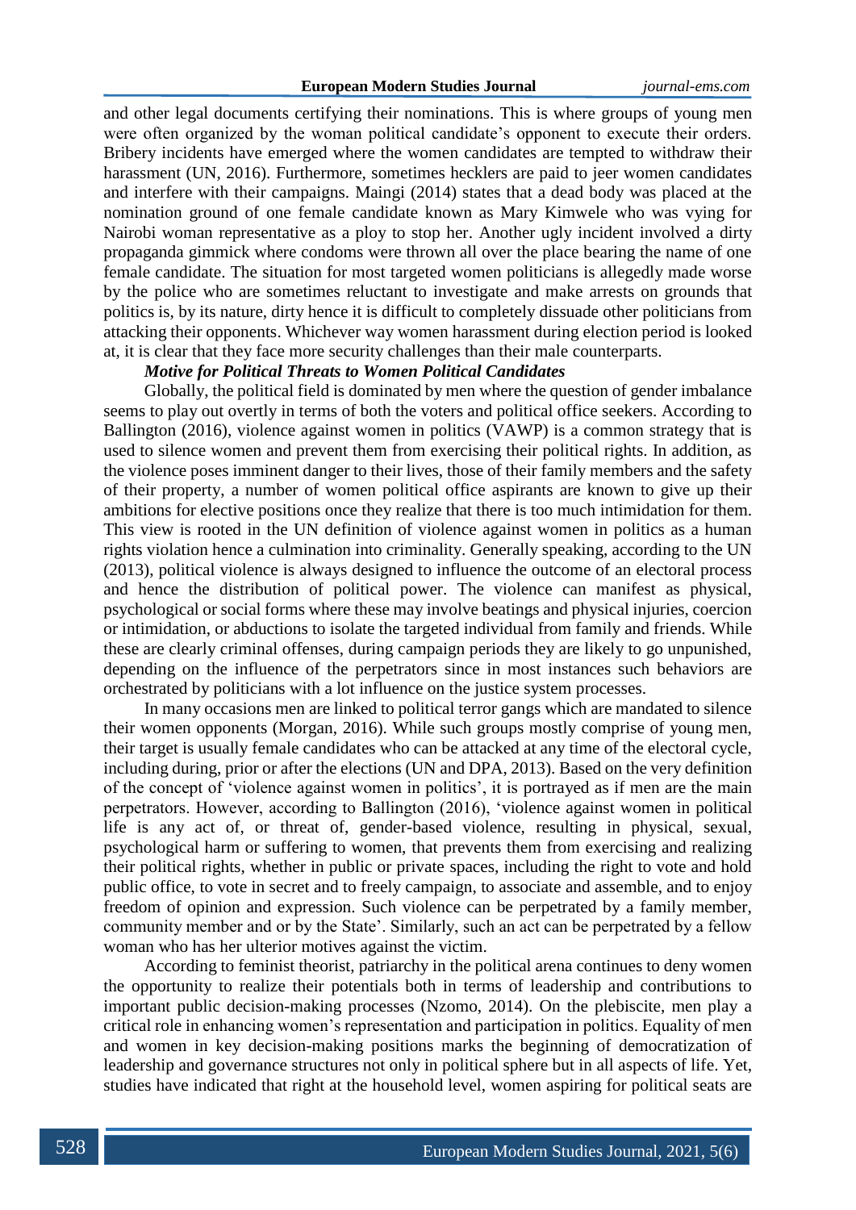and other legal documents certifying their nominations. This is where groups of young men were often organized by the woman political candidate's opponent to execute their orders. Bribery incidents have emerged where the women candidates are tempted to withdraw their harassment (UN, 2016). Furthermore, sometimes hecklers are paid to jeer women candidates and interfere with their campaigns. Maingi (2014) states that a dead body was placed at the nomination ground of one female candidate known as Mary Kimwele who was vying for Nairobi woman representative as a ploy to stop her. Another ugly incident involved a dirty propaganda gimmick where condoms were thrown all over the place bearing the name of one female candidate. The situation for most targeted women politicians is allegedly made worse by the police who are sometimes reluctant to investigate and make arrests on grounds that politics is, by its nature, dirty hence it is difficult to completely dissuade other politicians from attacking their opponents. Whichever way women harassment during election period is looked at, it is clear that they face more security challenges than their male counterparts.

***Motive for Political Threats to Women Political Candidates***

Globally, the political field is dominated by men where the question of gender imbalance seems to play out overtly in terms of both the voters and political office seekers. According to Ballington (2016), violence against women in politics (VAWP) is a common strategy that is used to silence women and prevent them from exercising their political rights. In addition, as the violence poses imminent danger to their lives, those of their family members and the safety of their property, a number of women political office aspirants are known to give up their ambitions for elective positions once they realize that there is too much intimidation for them. This view is rooted in the UN definition of violence against women in politics as a human rights violation hence a culmination into criminality. Generally speaking, according to the UN (2013), political violence is always designed to influence the outcome of an electoral process and hence the distribution of political power. The violence can manifest as physical, psychological or social forms where these may involve beatings and physical injuries, coercion or intimidation, or abductions to isolate the targeted individual from family and friends. While these are clearly criminal offenses, during campaign periods they are likely to go unpunished, depending on the influence of the perpetrators since in most instances such behaviors are orchestrated by politicians with a lot influence on the justice system processes.

In many occasions men are linked to political terror gangs which are mandated to silence their women opponents (Morgan, 2016). While such groups mostly comprise of young men, their target is usually female candidates who can be attacked at any time of the electoral cycle, including during, prior or after the elections (UN and DPA, 2013). Based on the very definition of the concept of 'violence against women in politics', it is portrayed as if men are the main perpetrators. However, according to Ballington (2016), 'violence against women in political life is any act of, or threat of, gender-based violence, resulting in physical, sexual, psychological harm or suffering to women, that prevents them from exercising and realizing their political rights, whether in public or private spaces, including the right to vote and hold public office, to vote in secret and to freely campaign, to associate and assemble, and to enjoy freedom of opinion and expression. Such violence can be perpetrated by a family member, community member and or by the State'. Similarly, such an act can be perpetrated by a fellow woman who has her ulterior motives against the victim.

According to feminist theorist, patriarchy in the political arena continues to deny women the opportunity to realize their potentials both in terms of leadership and contributions to important public decision-making processes (Nzomo, 2014). On the plebiscite, men play a critical role in enhancing women's representation and participation in politics. Equality of men and women in key decision-making positions marks the beginning of democratization of leadership and governance structures not only in political sphere but in all aspects of life. Yet, studies have indicated that right at the household level, women aspiring for political seats are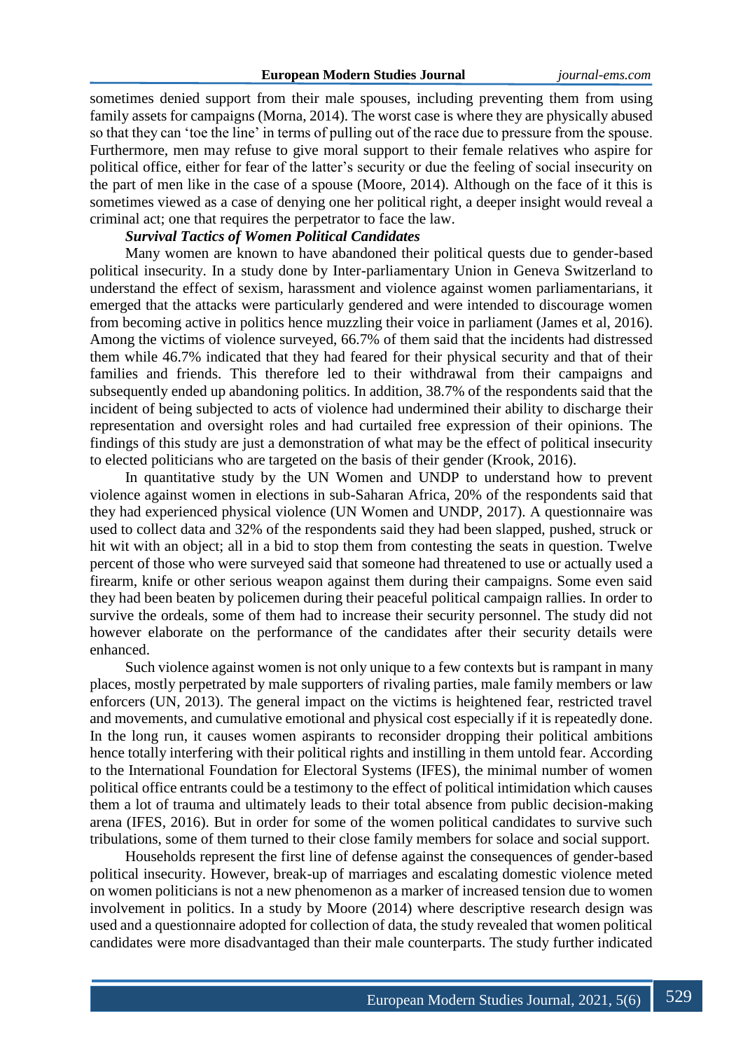sometimes denied support from their male spouses, including preventing them from using family assets for campaigns (Morna, 2014). The worst case is where they are physically abused so that they can 'toe the line' in terms of pulling out of the race due to pressure from the spouse. Furthermore, men may refuse to give moral support to their female relatives who aspire for political office, either for fear of the latter's security or due the feeling of social insecurity on the part of men like in the case of a spouse (Moore, 2014). Although on the face of it this is sometimes viewed as a case of denying one her political right, a deeper insight would reveal a criminal act; one that requires the perpetrator to face the law.

### *Survival Tactics of Women Political Candidates*

Many women are known to have abandoned their political quests due to gender-based political insecurity. In a study done by Inter-parliamentary Union in Geneva Switzerland to understand the effect of sexism, harassment and violence against women parliamentarians, it emerged that the attacks were particularly gendered and were intended to discourage women from becoming active in politics hence muzzling their voice in parliament (James et al, 2016). Among the victims of violence surveyed, 66.7% of them said that the incidents had distressed them while 46.7% indicated that they had feared for their physical security and that of their families and friends. This therefore led to their withdrawal from their campaigns and subsequently ended up abandoning politics. In addition, 38.7% of the respondents said that the incident of being subjected to acts of violence had undermined their ability to discharge their representation and oversight roles and had curtailed free expression of their opinions. The findings of this study are just a demonstration of what may be the effect of political insecurity to elected politicians who are targeted on the basis of their gender (Krook, 2016).

In quantitative study by the UN Women and UNDP to understand how to prevent violence against women in elections in sub-Saharan Africa, 20% of the respondents said that they had experienced physical violence (UN Women and UNDP, 2017). A questionnaire was used to collect data and 32% of the respondents said they had been slapped, pushed, struck or hit wit with an object; all in a bid to stop them from contesting the seats in question. Twelve percent of those who were surveyed said that someone had threatened to use or actually used a firearm, knife or other serious weapon against them during their campaigns. Some even said they had been beaten by policemen during their peaceful political campaign rallies. In order to survive the ordeals, some of them had to increase their security personnel. The study did not however elaborate on the performance of the candidates after their security details were enhanced.

Such violence against women is not only unique to a few contexts but is rampant in many places, mostly perpetrated by male supporters of rivaling parties, male family members or law enforcers (UN, 2013). The general impact on the victims is heightened fear, restricted travel and movements, and cumulative emotional and physical cost especially if it is repeatedly done. In the long run, it causes women aspirants to reconsider dropping their political ambitions hence totally interfering with their political rights and instilling in them untold fear. According to the International Foundation for Electoral Systems (IFES), the minimal number of women political office entrants could be a testimony to the effect of political intimidation which causes them a lot of trauma and ultimately leads to their total absence from public decision-making arena (IFES, 2016). But in order for some of the women political candidates to survive such tribulations, some of them turned to their close family members for solace and social support.

Households represent the first line of defense against the consequences of gender-based political insecurity. However, break-up of marriages and escalating domestic violence meted on women politicians is not a new phenomenon as a marker of increased tension due to women involvement in politics. In a study by Moore (2014) where descriptive research design was used and a questionnaire adopted for collection of data, the study revealed that women political candidates were more disadvantaged than their male counterparts. The study further indicated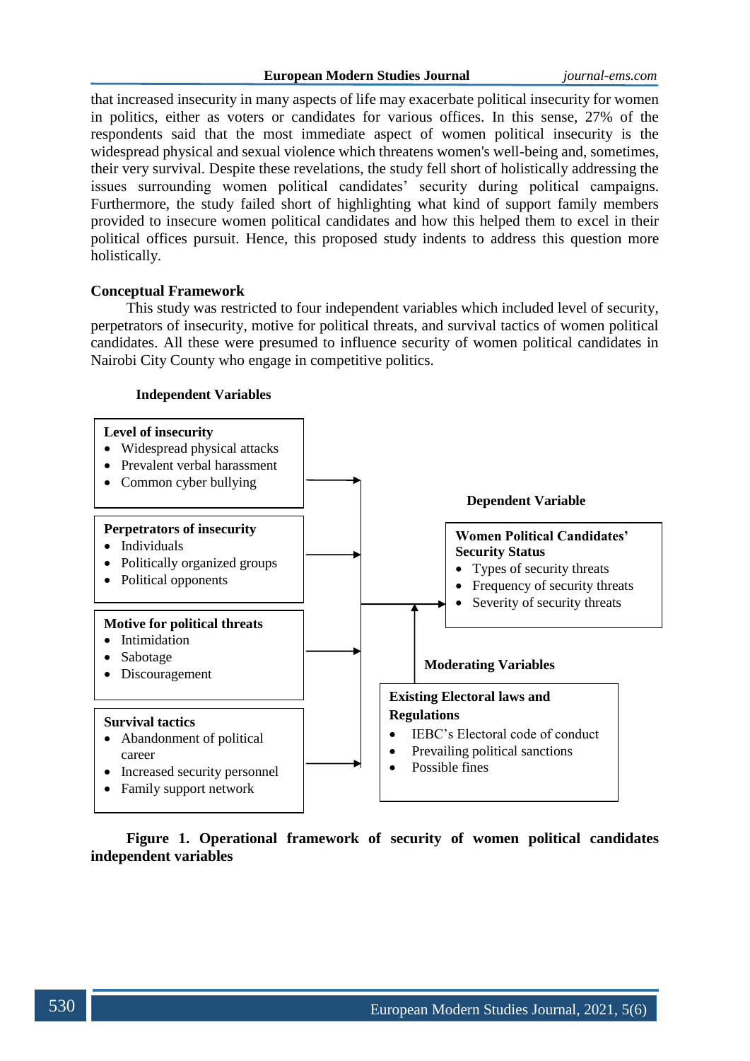that increased insecurity in many aspects of life may exacerbate political insecurity for women in politics, either as voters or candidates for various offices. In this sense, 27% of the respondents said that the most immediate aspect of women political insecurity is the widespread physical and sexual violence which threatens women's well-being and, sometimes, their very survival. Despite these revelations, the study fell short of holistically addressing the issues surrounding women political candidates' security during political campaigns. Furthermore, the study failed short of highlighting what kind of support family members provided to insecure women political candidates and how this helped them to excel in their political offices pursuit. Hence, this proposed study indents to address this question more holistically.

## Conceptual Framework

This study was restricted to four independent variables which included level of security, perpetrators of insecurity, motive for political threats, and survival tactics of women political candidates. All these were presumed to influence security of women political candidates in Nairobi City County who engage in competitive politics.

**Independent Variables**

**Level of insecurity**
- Widespread physical attacks
- Prevalent verbal harassment
- Common cyber bullying

**Perpetrators of insecurity**
- Individuals
- Politically organized groups
- Political opponents

**Motive for political threats**
- Intimidation
- Sabotage
- Discouragement

**Survival tactics**
- Abandonment of political career
- Increased security personnel
- Family support network

**Dependent Variable**

**Women Political Candidates' Security Status**
- Types of security threats
- Frequency of security threats
- Severity of security threats

**Moderating Variables**

**Existing Electoral laws and Regulations**
- IEBC's Electoral code of conduct
- Prevailing political sanctions
- Possible fines

**Figure 1. Operational framework of security of women political candidates independent variables**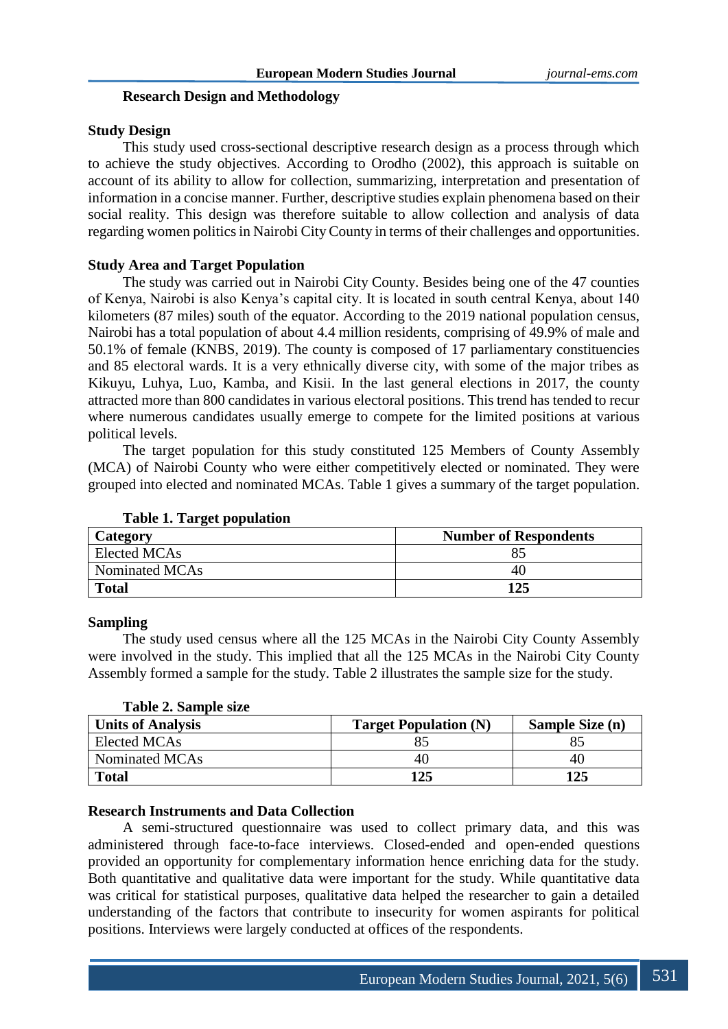## Research Design and Methodology

### Study Design

This study used cross-sectional descriptive research design as a process through which to achieve the study objectives. According to Orodho (2002), this approach is suitable on account of its ability to allow for collection, summarizing, interpretation and presentation of information in a concise manner. Further, descriptive studies explain phenomena based on their social reality. This design was therefore suitable to allow collection and analysis of data regarding women politics in Nairobi City County in terms of their challenges and opportunities.

### Study Area and Target Population

The study was carried out in Nairobi City County. Besides being one of the 47 counties of Kenya, Nairobi is also Kenya's capital city. It is located in south central Kenya, about 140 kilometers (87 miles) south of the equator. According to the 2019 national population census, Nairobi has a total population of about 4.4 million residents, comprising of 49.9% of male and 50.1% of female (KNBS, 2019). The county is composed of 17 parliamentary constituencies and 85 electoral wards. It is a very ethnically diverse city, with some of the major tribes as Kikuyu, Luhya, Luo, Kamba, and Kisii. In the last general elections in 2017, the county attracted more than 800 candidates in various electoral positions. This trend has tended to recur where numerous candidates usually emerge to compete for the limited positions at various political levels.

The target population for this study constituted 125 Members of County Assembly (MCA) of Nairobi County who were either competitively elected or nominated. They were grouped into elected and nominated MCAs. Table 1 gives a summary of the target population.

**Table 1. Target population**

| Category | Number of Respondents |
|---|---|
| Elected MCAs | 85 |
| Nominated MCAs | 40 |
| **Total** | **125** |

### Sampling

The study used census where all the 125 MCAs in the Nairobi City County Assembly were involved in the study. This implied that all the 125 MCAs in the Nairobi City County Assembly formed a sample for the study. Table 2 illustrates the sample size for the study.

**Table 2. Sample size**

| Units of Analysis | Target Population (N) | Sample Size (n) |
|---|---|---|
| Elected MCAs | 85 | 85 |
| Nominated MCAs | 40 | 40 |
| **Total** | **125** | **125** |

### Research Instruments and Data Collection

A semi-structured questionnaire was used to collect primary data, and this was administered through face-to-face interviews. Closed-ended and open-ended questions provided an opportunity for complementary information hence enriching data for the study. Both quantitative and qualitative data were important for the study. While quantitative data was critical for statistical purposes, qualitative data helped the researcher to gain a detailed understanding of the factors that contribute to insecurity for women aspirants for political positions. Interviews were largely conducted at offices of the respondents.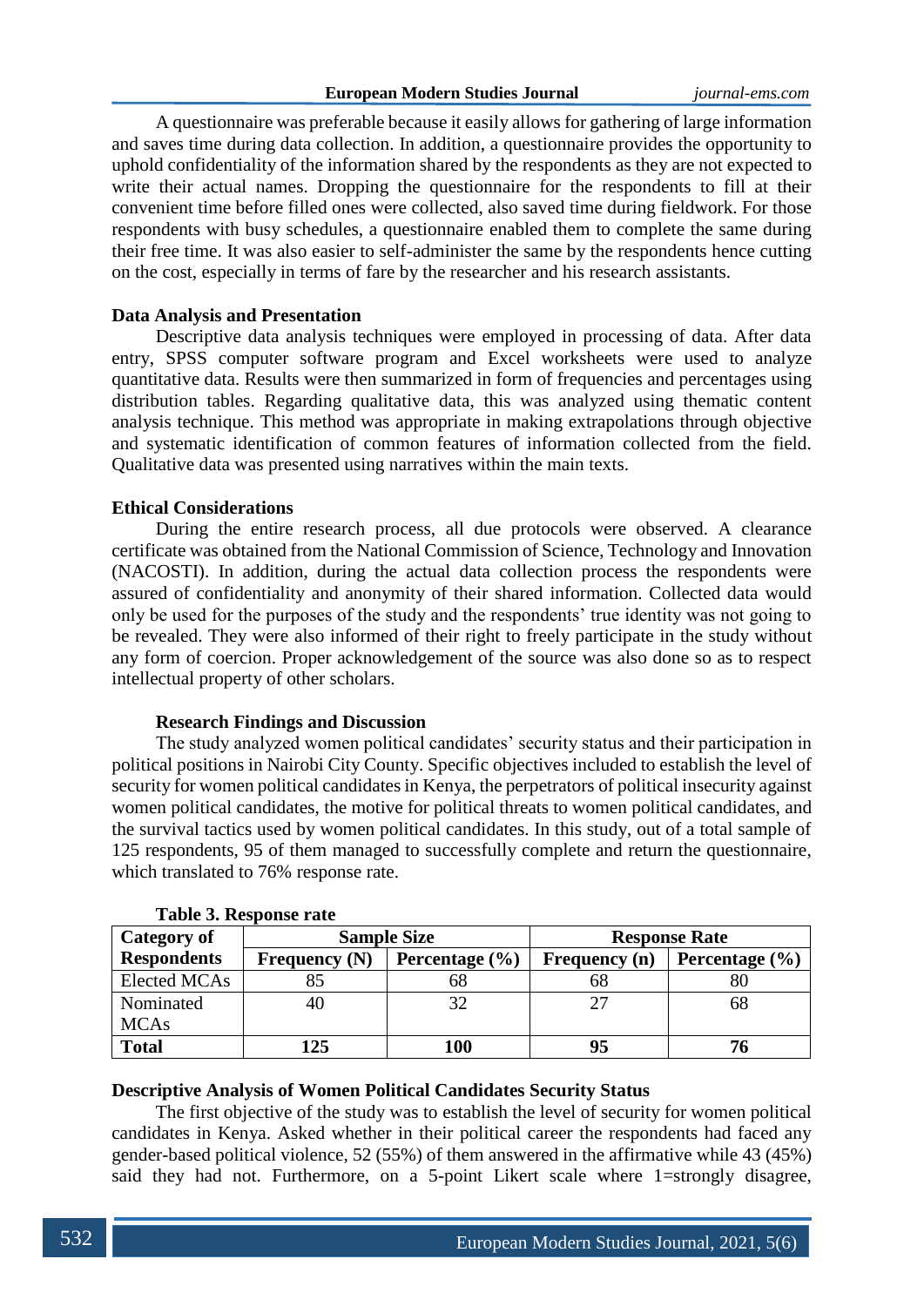A questionnaire was preferable because it easily allows for gathering of large information and saves time during data collection. In addition, a questionnaire provides the opportunity to uphold confidentiality of the information shared by the respondents as they are not expected to write their actual names. Dropping the questionnaire for the respondents to fill at their convenient time before filled ones were collected, also saved time during fieldwork. For those respondents with busy schedules, a questionnaire enabled them to complete the same during their free time. It was also easier to self-administer the same by the respondents hence cutting on the cost, especially in terms of fare by the researcher and his research assistants.

### Data Analysis and Presentation

Descriptive data analysis techniques were employed in processing of data. After data entry, SPSS computer software program and Excel worksheets were used to analyze quantitative data. Results were then summarized in form of frequencies and percentages using distribution tables. Regarding qualitative data, this was analyzed using thematic content analysis technique. This method was appropriate in making extrapolations through objective and systematic identification of common features of information collected from the field. Qualitative data was presented using narratives within the main texts.

### Ethical Considerations

During the entire research process, all due protocols were observed. A clearance certificate was obtained from the National Commission of Science, Technology and Innovation (NACOSTI). In addition, during the actual data collection process the respondents were assured of confidentiality and anonymity of their shared information. Collected data would only be used for the purposes of the study and the respondents' true identity was not going to be revealed. They were also informed of their right to freely participate in the study without any form of coercion. Proper acknowledgement of the source was also done so as to respect intellectual property of other scholars.

## Research Findings and Discussion

The study analyzed women political candidates' security status and their participation in political positions in Nairobi City County. Specific objectives included to establish the level of security for women political candidates in Kenya, the perpetrators of political insecurity against women political candidates, the motive for political threats to women political candidates, and the survival tactics used by women political candidates. In this study, out of a total sample of 125 respondents, 95 of them managed to successfully complete and return the questionnaire, which translated to 76% response rate.

**Table 3. Response rate**

| Category of Respondents | Sample Size | | Response Rate | |
|---|---|---|---|---|
| | Frequency (N) | Percentage (%) | Frequency (n) | Percentage (%) |
| Elected MCAs | 85 | 68 | 68 | 80 |
| Nominated MCAs | 40 | 32 | 27 | 68 |
| **Total** | **125** | **100** | **95** | **76** |

### Descriptive Analysis of Women Political Candidates Security Status

The first objective of the study was to establish the level of security for women political candidates in Kenya. Asked whether in their political career the respondents had faced any gender-based political violence, 52 (55%) of them answered in the affirmative while 43 (45%) said they had not. Furthermore, on a 5-point Likert scale where 1=strongly disagree,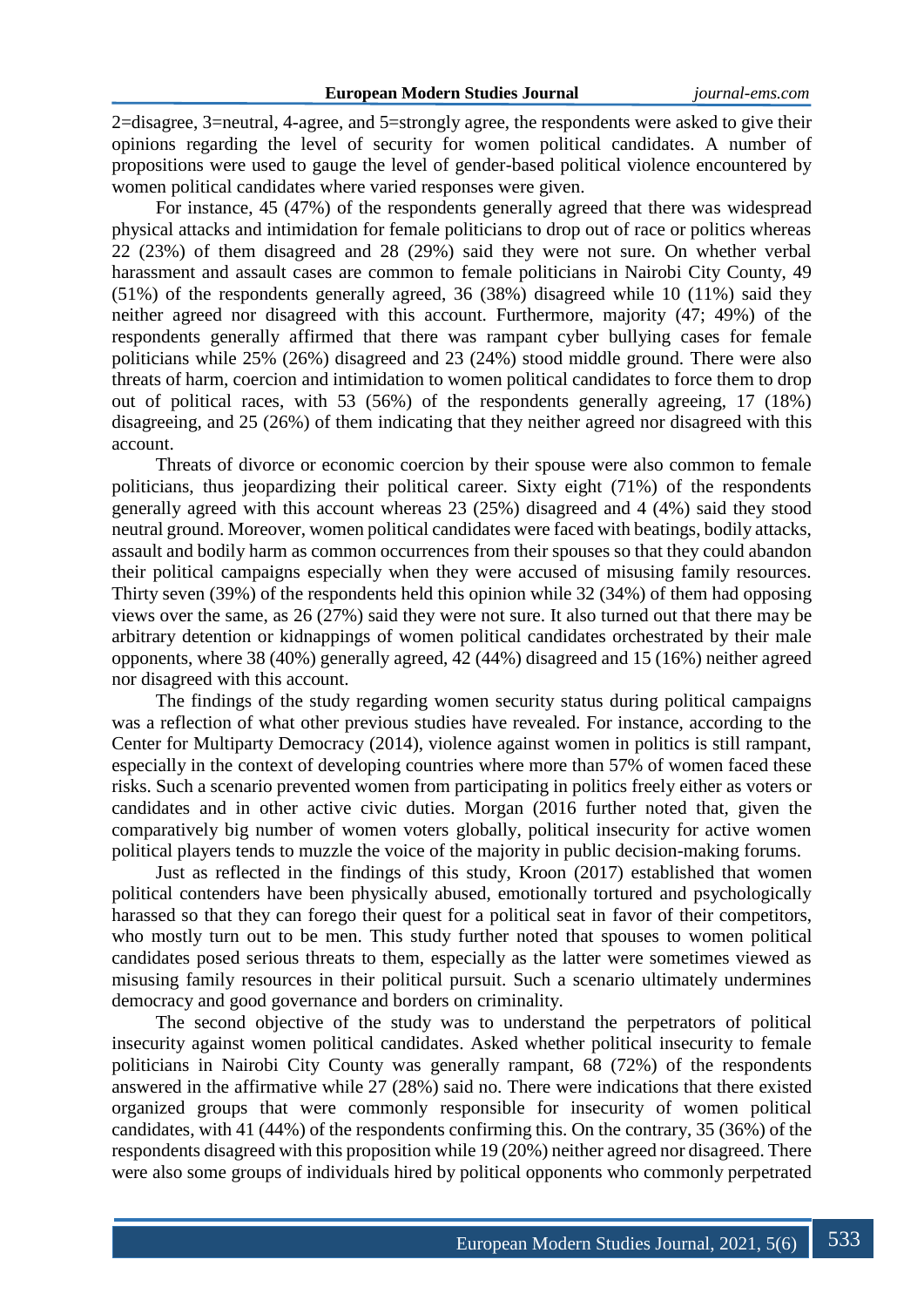2=disagree, 3=neutral, 4-agree, and 5=strongly agree, the respondents were asked to give their opinions regarding the level of security for women political candidates. A number of propositions were used to gauge the level of gender-based political violence encountered by women political candidates where varied responses were given.

For instance, 45 (47%) of the respondents generally agreed that there was widespread physical attacks and intimidation for female politicians to drop out of race or politics whereas 22 (23%) of them disagreed and 28 (29%) said they were not sure. On whether verbal harassment and assault cases are common to female politicians in Nairobi City County, 49 (51%) of the respondents generally agreed, 36 (38%) disagreed while 10 (11%) said they neither agreed nor disagreed with this account. Furthermore, majority (47; 49%) of the respondents generally affirmed that there was rampant cyber bullying cases for female politicians while 25% (26%) disagreed and 23 (24%) stood middle ground. There were also threats of harm, coercion and intimidation to women political candidates to force them to drop out of political races, with 53 (56%) of the respondents generally agreeing, 17 (18%) disagreeing, and 25 (26%) of them indicating that they neither agreed nor disagreed with this account.

Threats of divorce or economic coercion by their spouse were also common to female politicians, thus jeopardizing their political career. Sixty eight (71%) of the respondents generally agreed with this account whereas 23 (25%) disagreed and 4 (4%) said they stood neutral ground. Moreover, women political candidates were faced with beatings, bodily attacks, assault and bodily harm as common occurrences from their spouses so that they could abandon their political campaigns especially when they were accused of misusing family resources. Thirty seven (39%) of the respondents held this opinion while 32 (34%) of them had opposing views over the same, as 26 (27%) said they were not sure. It also turned out that there may be arbitrary detention or kidnappings of women political candidates orchestrated by their male opponents, where 38 (40%) generally agreed, 42 (44%) disagreed and 15 (16%) neither agreed nor disagreed with this account.

The findings of the study regarding women security status during political campaigns was a reflection of what other previous studies have revealed. For instance, according to the Center for Multiparty Democracy (2014), violence against women in politics is still rampant, especially in the context of developing countries where more than 57% of women faced these risks. Such a scenario prevented women from participating in politics freely either as voters or candidates and in other active civic duties. Morgan (2016 further noted that, given the comparatively big number of women voters globally, political insecurity for active women political players tends to muzzle the voice of the majority in public decision-making forums.

Just as reflected in the findings of this study, Kroon (2017) established that women political contenders have been physically abused, emotionally tortured and psychologically harassed so that they can forego their quest for a political seat in favor of their competitors, who mostly turn out to be men. This study further noted that spouses to women political candidates posed serious threats to them, especially as the latter were sometimes viewed as misusing family resources in their political pursuit. Such a scenario ultimately undermines democracy and good governance and borders on criminality.

The second objective of the study was to understand the perpetrators of political insecurity against women political candidates. Asked whether political insecurity to female politicians in Nairobi City County was generally rampant, 68 (72%) of the respondents answered in the affirmative while 27 (28%) said no. There were indications that there existed organized groups that were commonly responsible for insecurity of women political candidates, with 41 (44%) of the respondents confirming this. On the contrary, 35 (36%) of the respondents disagreed with this proposition while 19 (20%) neither agreed nor disagreed. There were also some groups of individuals hired by political opponents who commonly perpetrated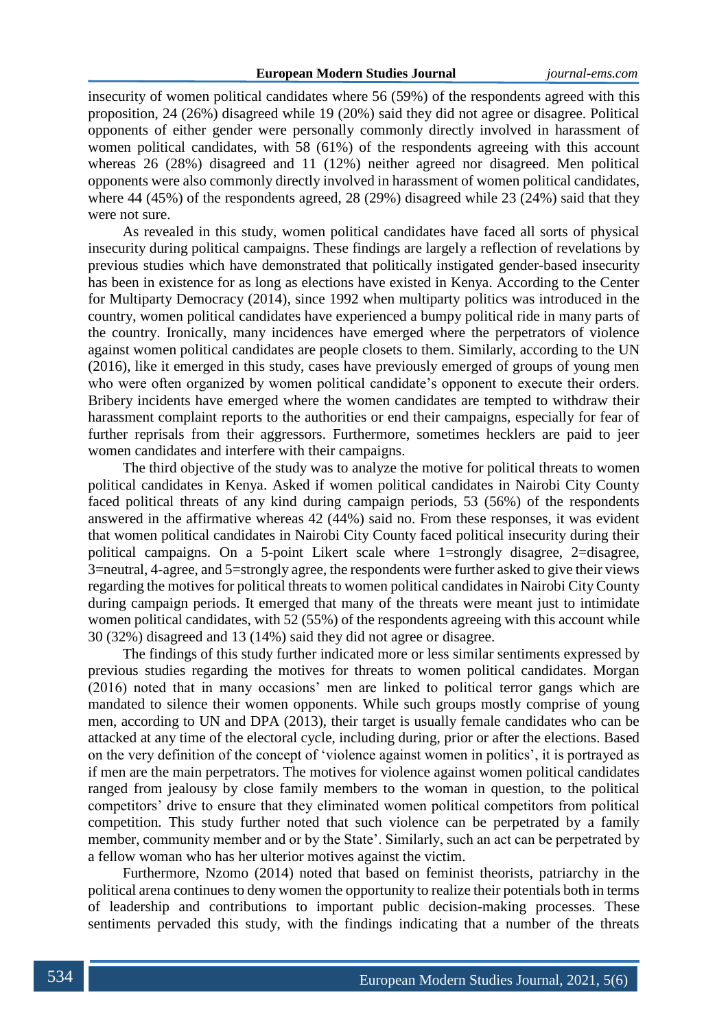insecurity of women political candidates where 56 (59%) of the respondents agreed with this proposition, 24 (26%) disagreed while 19 (20%) said they did not agree or disagree. Political opponents of either gender were personally commonly directly involved in harassment of women political candidates, with 58 (61%) of the respondents agreeing with this account whereas 26 (28%) disagreed and 11 (12%) neither agreed nor disagreed. Men political opponents were also commonly directly involved in harassment of women political candidates, where 44 (45%) of the respondents agreed, 28 (29%) disagreed while 23 (24%) said that they were not sure.

As revealed in this study, women political candidates have faced all sorts of physical insecurity during political campaigns. These findings are largely a reflection of revelations by previous studies which have demonstrated that politically instigated gender-based insecurity has been in existence for as long as elections have existed in Kenya. According to the Center for Multiparty Democracy (2014), since 1992 when multiparty politics was introduced in the country, women political candidates have experienced a bumpy political ride in many parts of the country. Ironically, many incidences have emerged where the perpetrators of violence against women political candidates are people closets to them. Similarly, according to the UN (2016), like it emerged in this study, cases have previously emerged of groups of young men who were often organized by women political candidate's opponent to execute their orders. Bribery incidents have emerged where the women candidates are tempted to withdraw their harassment complaint reports to the authorities or end their campaigns, especially for fear of further reprisals from their aggressors. Furthermore, sometimes hecklers are paid to jeer women candidates and interfere with their campaigns.

The third objective of the study was to analyze the motive for political threats to women political candidates in Kenya. Asked if women political candidates in Nairobi City County faced political threats of any kind during campaign periods, 53 (56%) of the respondents answered in the affirmative whereas 42 (44%) said no. From these responses, it was evident that women political candidates in Nairobi City County faced political insecurity during their political campaigns. On a 5-point Likert scale where 1=strongly disagree, 2=disagree, 3=neutral, 4-agree, and 5=strongly agree, the respondents were further asked to give their views regarding the motives for political threats to women political candidates in Nairobi City County during campaign periods. It emerged that many of the threats were meant just to intimidate women political candidates, with 52 (55%) of the respondents agreeing with this account while 30 (32%) disagreed and 13 (14%) said they did not agree or disagree.

The findings of this study further indicated more or less similar sentiments expressed by previous studies regarding the motives for threats to women political candidates. Morgan (2016) noted that in many occasions' men are linked to political terror gangs which are mandated to silence their women opponents. While such groups mostly comprise of young men, according to UN and DPA (2013), their target is usually female candidates who can be attacked at any time of the electoral cycle, including during, prior or after the elections. Based on the very definition of the concept of 'violence against women in politics', it is portrayed as if men are the main perpetrators. The motives for violence against women political candidates ranged from jealousy by close family members to the woman in question, to the political competitors' drive to ensure that they eliminated women political competitors from political competition. This study further noted that such violence can be perpetrated by a family member, community member and or by the State'. Similarly, such an act can be perpetrated by a fellow woman who has her ulterior motives against the victim.

Furthermore, Nzomo (2014) noted that based on feminist theorists, patriarchy in the political arena continues to deny women the opportunity to realize their potentials both in terms of leadership and contributions to important public decision-making processes. These sentiments pervaded this study, with the findings indicating that a number of the threats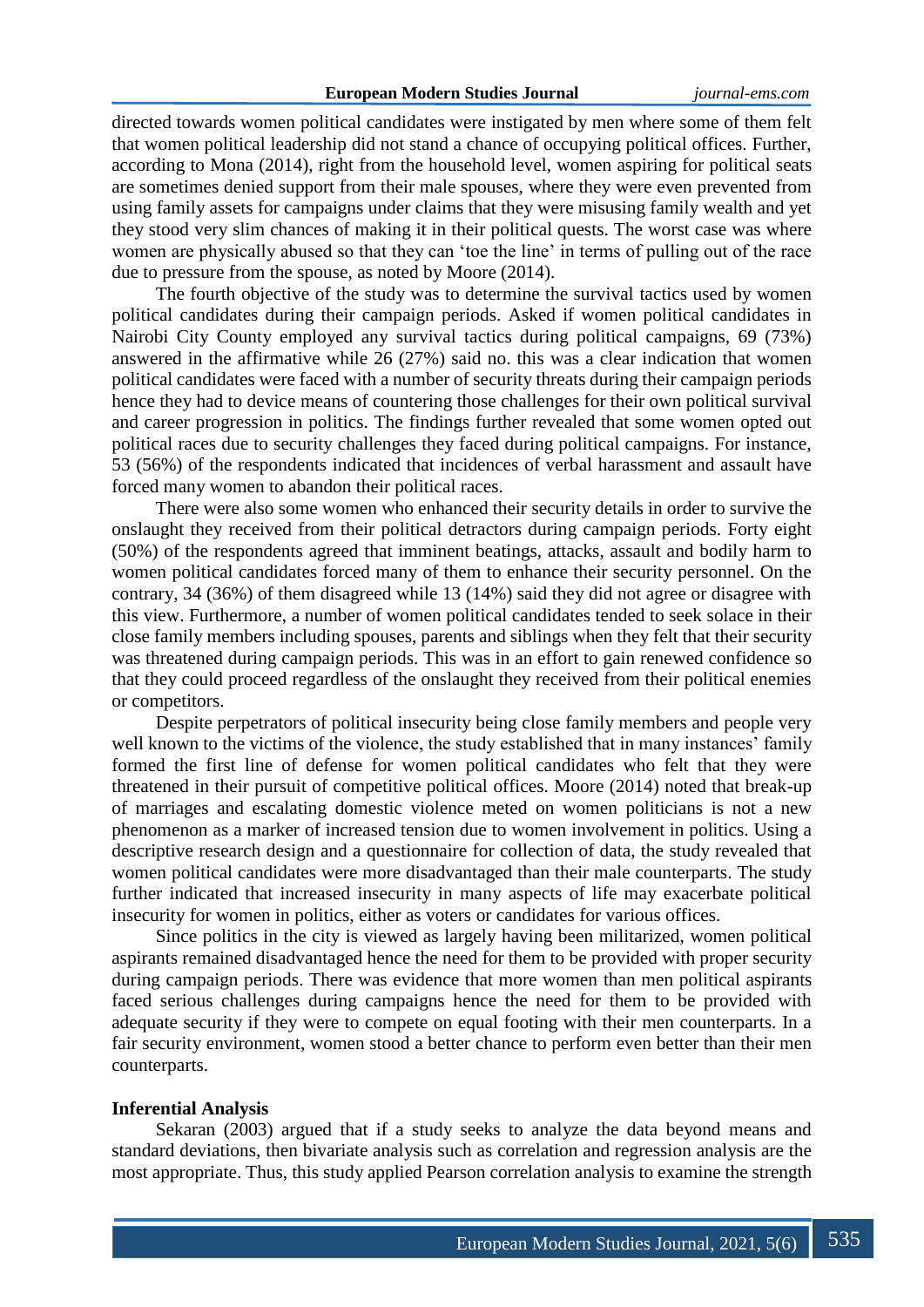directed towards women political candidates were instigated by men where some of them felt that women political leadership did not stand a chance of occupying political offices. Further, according to Mona (2014), right from the household level, women aspiring for political seats are sometimes denied support from their male spouses, where they were even prevented from using family assets for campaigns under claims that they were misusing family wealth and yet they stood very slim chances of making it in their political quests. The worst case was where women are physically abused so that they can 'toe the line' in terms of pulling out of the race due to pressure from the spouse, as noted by Moore (2014).

The fourth objective of the study was to determine the survival tactics used by women political candidates during their campaign periods. Asked if women political candidates in Nairobi City County employed any survival tactics during political campaigns, 69 (73%) answered in the affirmative while 26 (27%) said no. this was a clear indication that women political candidates were faced with a number of security threats during their campaign periods hence they had to device means of countering those challenges for their own political survival and career progression in politics. The findings further revealed that some women opted out political races due to security challenges they faced during political campaigns. For instance, 53 (56%) of the respondents indicated that incidences of verbal harassment and assault have forced many women to abandon their political races.

There were also some women who enhanced their security details in order to survive the onslaught they received from their political detractors during campaign periods. Forty eight (50%) of the respondents agreed that imminent beatings, attacks, assault and bodily harm to women political candidates forced many of them to enhance their security personnel. On the contrary, 34 (36%) of them disagreed while 13 (14%) said they did not agree or disagree with this view. Furthermore, a number of women political candidates tended to seek solace in their close family members including spouses, parents and siblings when they felt that their security was threatened during campaign periods. This was in an effort to gain renewed confidence so that they could proceed regardless of the onslaught they received from their political enemies or competitors.

Despite perpetrators of political insecurity being close family members and people very well known to the victims of the violence, the study established that in many instances' family formed the first line of defense for women political candidates who felt that they were threatened in their pursuit of competitive political offices. Moore (2014) noted that break-up of marriages and escalating domestic violence meted on women politicians is not a new phenomenon as a marker of increased tension due to women involvement in politics. Using a descriptive research design and a questionnaire for collection of data, the study revealed that women political candidates were more disadvantaged than their male counterparts. The study further indicated that increased insecurity in many aspects of life may exacerbate political insecurity for women in politics, either as voters or candidates for various offices.

Since politics in the city is viewed as largely having been militarized, women political aspirants remained disadvantaged hence the need for them to be provided with proper security during campaign periods. There was evidence that more women than men political aspirants faced serious challenges during campaigns hence the need for them to be provided with adequate security if they were to compete on equal footing with their men counterparts. In a fair security environment, women stood a better chance to perform even better than their men counterparts.

### Inferential Analysis

Sekaran (2003) argued that if a study seeks to analyze the data beyond means and standard deviations, then bivariate analysis such as correlation and regression analysis are the most appropriate. Thus, this study applied Pearson correlation analysis to examine the strength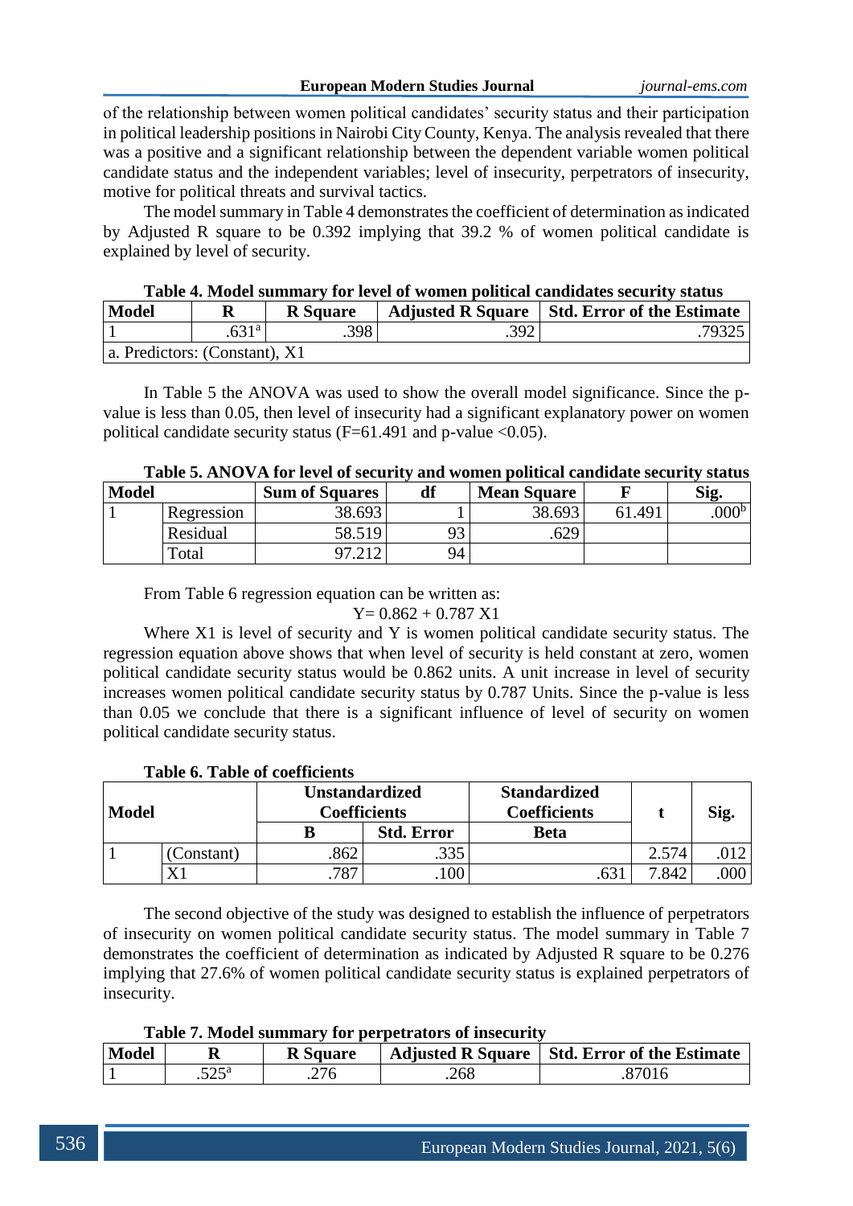of the relationship between women political candidates' security status and their participation in political leadership positions in Nairobi City County, Kenya. The analysis revealed that there was a positive and a significant relationship between the dependent variable women political candidate status and the independent variables; level of insecurity, perpetrators of insecurity, motive for political threats and survival tactics.

The model summary in Table 4 demonstrates the coefficient of determination as indicated by Adjusted R square to be 0.392 implying that 39.2 % of women political candidate is explained by level of security.

**Table 4. Model summary for level of women political candidates security status**

| Model | R | R Square | Adjusted R Square | Std. Error of the Estimate |
|---|---|---|---|---|
| 1 | .631[a] | .398 | .392 | .79325 |
| a. Predictors: (Constant), X1 | | | | |

In Table 5 the ANOVA was used to show the overall model significance. Since the p-value is less than 0.05, then level of insecurity had a significant explanatory power on women political candidate security status (F=61.491 and p-value <0.05).

**Table 5. ANOVA for level of security and women political candidate security status**

| Model | | Sum of Squares | df | Mean Square | F | Sig. |
|---|---|---|---|---|---|---|
| 1 | Regression | 38.693 | 1 | 38.693 | 61.491 | .000[b] |
| | Residual | 58.519 | 93 | .629 | | |
| | Total | 97.212 | 94 | | | |

From Table 6 regression equation can be written as:

$$Y = 0.862 + 0.787\ X1$$

Where X1 is level of security and Y is women political candidate security status. The regression equation above shows that when level of security is held constant at zero, women political candidate security status would be 0.862 units. A unit increase in level of security increases women political candidate security status by 0.787 Units. Since the p-value is less than 0.05 we conclude that there is a significant influence of level of security on women political candidate security status.

**Table 6. Table of coefficients**

| Model | | Unstandardized Coefficients | | Standardized Coefficients | t | Sig. |
|---|---|---|---|---|---|---|
| | | B | Std. Error | Beta | | |
| 1 | (Constant) | .862 | .335 | | 2.574 | .012 |
| | X1 | .787 | .100 | .631 | 7.842 | .000 |

The second objective of the study was designed to establish the influence of perpetrators of insecurity on women political candidate security status. The model summary in Table 7 demonstrates the coefficient of determination as indicated by Adjusted R square to be 0.276 implying that 27.6% of women political candidate security status is explained perpetrators of insecurity.

**Table 7. Model summary for perpetrators of insecurity**

| Model | R | R Square | Adjusted R Square | Std. Error of the Estimate |
|---|---|---|---|---|
| 1 | .525[a] | .276 | .268 | .87016 |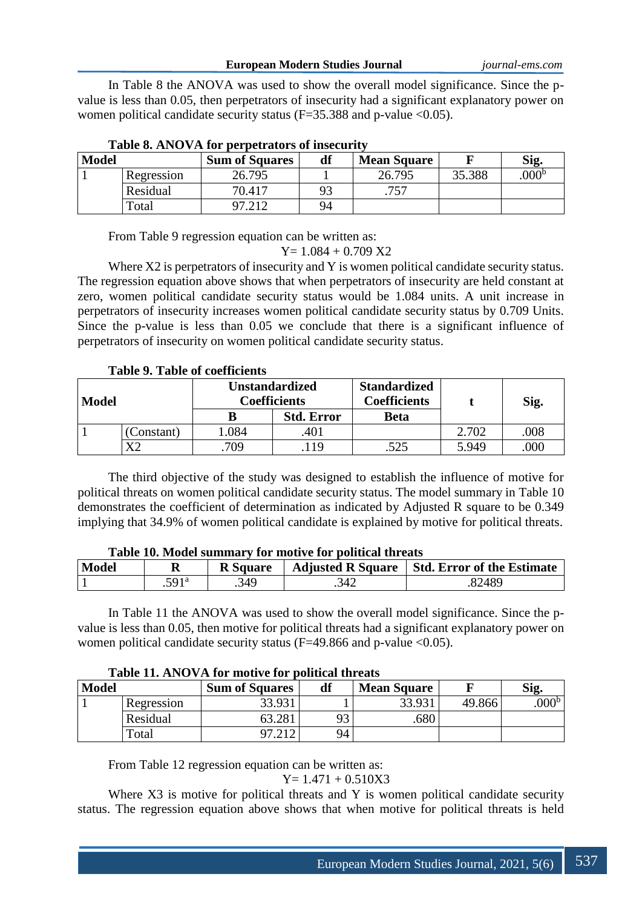In Table 8 the ANOVA was used to show the overall model significance. Since the p-value is less than 0.05, then perpetrators of insecurity had a significant explanatory power on women political candidate security status (F=35.388 and p-value <0.05).

**Table 8. ANOVA for perpetrators of insecurity**

| Model | | Sum of Squares | df | Mean Square | F | Sig. |
|---|---|---|---|---|---|---|
| 1 | Regression | 26.795 | 1 | 26.795 | 35.388 | .000[b] |
| | Residual | 70.417 | 93 | .757 | | |
| | Total | 97.212 | 94 | | | |

From Table 9 regression equation can be written as:

$$Y = 1.084 + 0.709\ X2$$

Where X2 is perpetrators of insecurity and Y is women political candidate security status. The regression equation above shows that when perpetrators of insecurity are held constant at zero, women political candidate security status would be 1.084 units. A unit increase in perpetrators of insecurity increases women political candidate security status by 0.709 Units. Since the p-value is less than 0.05 we conclude that there is a significant influence of perpetrators of insecurity on women political candidate security status.

**Table 9. Table of coefficients**

| Model | | Unstandardized Coefficients | | Standardized Coefficients | t | Sig. |
|---|---|---|---|---|---|---|
| | | B | Std. Error | Beta | | |
| 1 | (Constant) | 1.084 | .401 | | 2.702 | .008 |
| | X2 | .709 | .119 | .525 | 5.949 | .000 |

The third objective of the study was designed to establish the influence of motive for political threats on women political candidate security status. The model summary in Table 10 demonstrates the coefficient of determination as indicated by Adjusted R square to be 0.349 implying that 34.9% of women political candidate is explained by motive for political threats.

**Table 10. Model summary for motive for political threats**

| Model | R | R Square | Adjusted R Square | Std. Error of the Estimate |
|---|---|---|---|---|
| 1 | .591[a] | .349 | .342 | .82489 |

In Table 11 the ANOVA was used to show the overall model significance. Since the p-value is less than 0.05, then motive for political threats had a significant explanatory power on women political candidate security status (F=49.866 and p-value <0.05).

**Table 11. ANOVA for motive for political threats**

| Model | | Sum of Squares | df | Mean Square | F | Sig. |
|---|---|---|---|---|---|---|
| 1 | Regression | 33.931 | 1 | 33.931 | 49.866 | .000[b] |
| | Residual | 63.281 | 93 | .680 | | |
| | Total | 97.212 | 94 | | | |

From Table 12 regression equation can be written as:

$$Y = 1.471 + 0.510X3$$

Where X3 is motive for political threats and Y is women political candidate security status. The regression equation above shows that when motive for political threats is held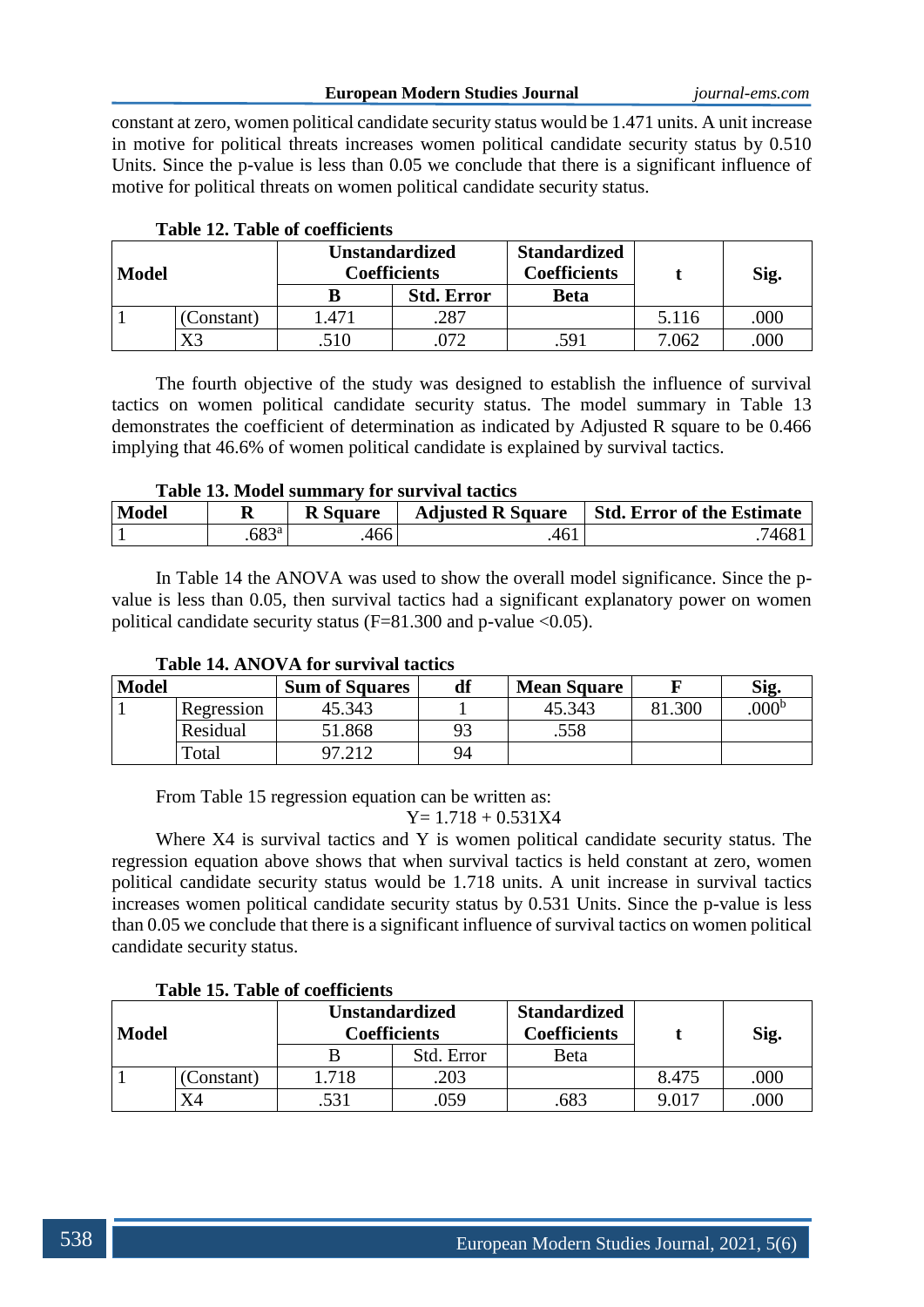constant at zero, women political candidate security status would be 1.471 units. A unit increase in motive for political threats increases women political candidate security status by 0.510 Units. Since the p-value is less than 0.05 we conclude that there is a significant influence of motive for political threats on women political candidate security status.

**Table 12. Table of coefficients**

| Model | | Unstandardized Coefficients | | Standardized Coefficients | t | Sig. |
|---|---|---|---|---|---|---|
| | | B | Std. Error | Beta | | |
| 1 | (Constant) | 1.471 | .287 | | 5.116 | .000 |
| | X3 | .510 | .072 | .591 | 7.062 | .000 |

The fourth objective of the study was designed to establish the influence of survival tactics on women political candidate security status. The model summary in Table 13 demonstrates the coefficient of determination as indicated by Adjusted R square to be 0.466 implying that 46.6% of women political candidate is explained by survival tactics.

**Table 13. Model summary for survival tactics**

| Model | R | R Square | Adjusted R Square | Std. Error of the Estimate |
|---|---|---|---|---|
| 1 | .683[a] | .466 | .461 | .74681 |

In Table 14 the ANOVA was used to show the overall model significance. Since the p-value is less than 0.05, then survival tactics had a significant explanatory power on women political candidate security status (F=81.300 and p-value <0.05).

**Table 14. ANOVA for survival tactics**

| Model | | Sum of Squares | df | Mean Square | F | Sig. |
|---|---|---|---|---|---|---|
| 1 | Regression | 45.343 | 1 | 45.343 | 81.300 | .000[b] |
| | Residual | 51.868 | 93 | .558 | | |
| | Total | 97.212 | 94 | | | |

From Table 15 regression equation can be written as:

$$Y = 1.718 + 0.531X4$$

Where X4 is survival tactics and Y is women political candidate security status. The regression equation above shows that when survival tactics is held constant at zero, women political candidate security status would be 1.718 units. A unit increase in survival tactics increases women political candidate security status by 0.531 Units. Since the p-value is less than 0.05 we conclude that there is a significant influence of survival tactics on women political candidate security status.

**Table 15. Table of coefficients**

| Model | | Unstandardized Coefficients | | Standardized Coefficients | t | Sig. |
|---|---|---|---|---|---|---|
| | | B | Std. Error | Beta | | |
| 1 | (Constant) | 1.718 | .203 | | 8.475 | .000 |
| | X4 | .531 | .059 | .683 | 9.017 | .000 |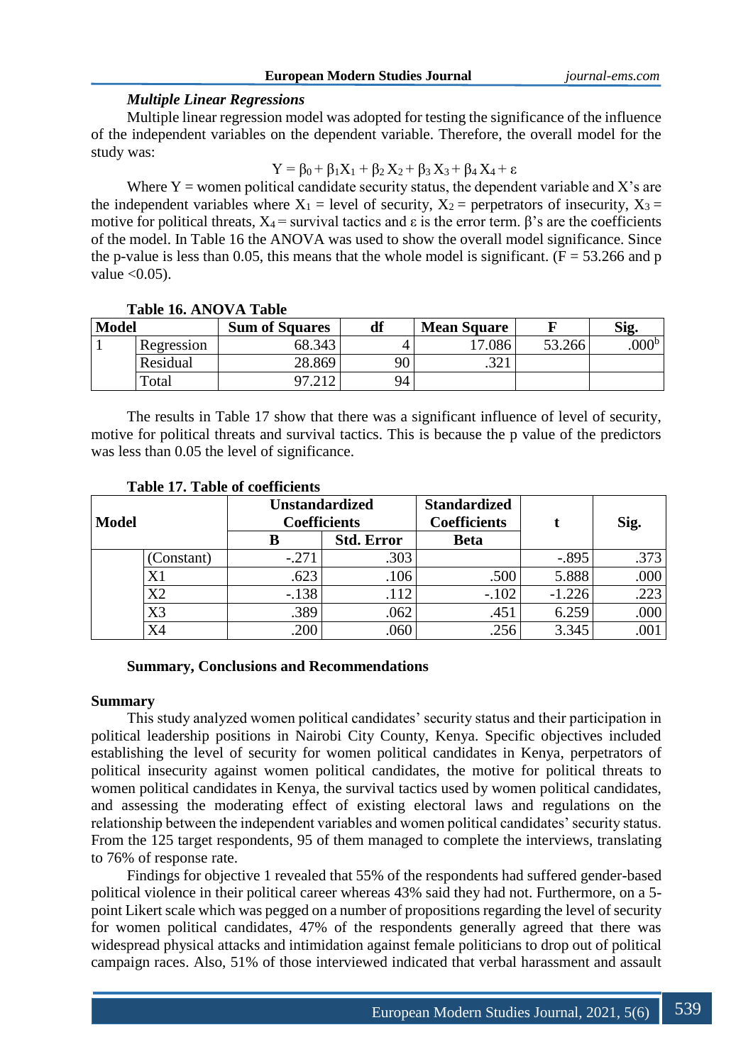### *Multiple Linear Regressions*

Multiple linear regression model was adopted for testing the significance of the influence of the independent variables on the dependent variable. Therefore, the overall model for the study was:

$$Y = \beta_0 + \beta_1 X_1 + \beta_2 X_2 + \beta_3 X_3 + \beta_4 X_4 + \varepsilon$$

Where Y = women political candidate security status, the dependent variable and X's are the independent variables where $X_1$ = level of security, $X_2$ = perpetrators of insecurity, $X_3$ = motive for political threats, $X_4$ = survival tactics and $\varepsilon$ is the error term. β's are the coefficients of the model. In Table 16 the ANOVA was used to show the overall model significance. Since the p-value is less than 0.05, this means that the whole model is significant. ($F = 53.266$ and p value $<0.05$).

**Table 16. ANOVA Table**

| Model | | Sum of Squares | df | Mean Square | F | Sig. |
|---|---|---|---|---|---|---|
| 1 | Regression | 68.343 | 4 | 17.086 | 53.266 | .000[b] |
| | Residual | 28.869 | 90 | .321 | | |
| | Total | 97.212 | 94 | | | |

The results in Table 17 show that there was a significant influence of level of security, motive for political threats and survival tactics. This is because the p value of the predictors was less than 0.05 the level of significance.

**Table 17. Table of coefficients**

| Model | | Unstandardized Coefficients | | Standardized Coefficients | t | Sig. |
|---|---|---|---|---|---|---|
| | | B | Std. Error | Beta | | |
| | (Constant) | -.271 | .303 | | -.895 | .373 |
| | X1 | .623 | .106 | .500 | 5.888 | .000 |
| | X2 | -.138 | .112 | -.102 | -1.226 | .223 |
| | X3 | .389 | .062 | .451 | 6.259 | .000 |
| | X4 | .200 | .060 | .256 | 3.345 | .001 |

## Summary, Conclusions and Recommendations

### Summary

This study analyzed women political candidates' security status and their participation in political leadership positions in Nairobi City County, Kenya. Specific objectives included establishing the level of security for women political candidates in Kenya, perpetrators of political insecurity against women political candidates, the motive for political threats to women political candidates in Kenya, the survival tactics used by women political candidates, and assessing the moderating effect of existing electoral laws and regulations on the relationship between the independent variables and women political candidates' security status. From the 125 target respondents, 95 of them managed to complete the interviews, translating to 76% of response rate.

Findings for objective 1 revealed that 55% of the respondents had suffered gender-based political violence in their political career whereas 43% said they had not. Furthermore, on a 5-point Likert scale which was pegged on a number of propositions regarding the level of security for women political candidates, 47% of the respondents generally agreed that there was widespread physical attacks and intimidation against female politicians to drop out of political campaign races. Also, 51% of those interviewed indicated that verbal harassment and assault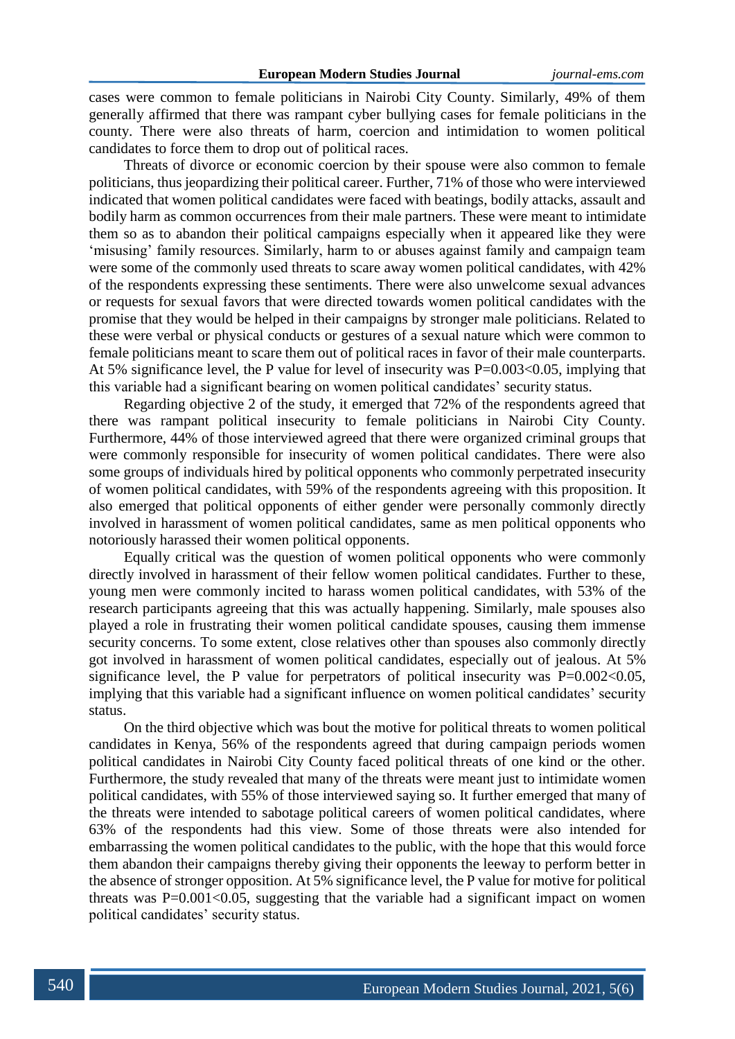cases were common to female politicians in Nairobi City County. Similarly, 49% of them generally affirmed that there was rampant cyber bullying cases for female politicians in the county. There were also threats of harm, coercion and intimidation to women political candidates to force them to drop out of political races.

Threats of divorce or economic coercion by their spouse were also common to female politicians, thus jeopardizing their political career. Further, 71% of those who were interviewed indicated that women political candidates were faced with beatings, bodily attacks, assault and bodily harm as common occurrences from their male partners. These were meant to intimidate them so as to abandon their political campaigns especially when it appeared like they were 'misusing' family resources. Similarly, harm to or abuses against family and campaign team were some of the commonly used threats to scare away women political candidates, with 42% of the respondents expressing these sentiments. There were also unwelcome sexual advances or requests for sexual favors that were directed towards women political candidates with the promise that they would be helped in their campaigns by stronger male politicians. Related to these were verbal or physical conducts or gestures of a sexual nature which were common to female politicians meant to scare them out of political races in favor of their male counterparts. At 5% significance level, the P value for level of insecurity was $P=0.003<0.05$, implying that this variable had a significant bearing on women political candidates' security status.

Regarding objective 2 of the study, it emerged that 72% of the respondents agreed that there was rampant political insecurity to female politicians in Nairobi City County. Furthermore, 44% of those interviewed agreed that there were organized criminal groups that were commonly responsible for insecurity of women political candidates. There were also some groups of individuals hired by political opponents who commonly perpetrated insecurity of women political candidates, with 59% of the respondents agreeing with this proposition. It also emerged that political opponents of either gender were personally commonly directly involved in harassment of women political candidates, same as men political opponents who notoriously harassed their women political opponents.

Equally critical was the question of women political opponents who were commonly directly involved in harassment of their fellow women political candidates. Further to these, young men were commonly incited to harass women political candidates, with 53% of the research participants agreeing that this was actually happening. Similarly, male spouses also played a role in frustrating their women political candidate spouses, causing them immense security concerns. To some extent, close relatives other than spouses also commonly directly got involved in harassment of women political candidates, especially out of jealous. At 5% significance level, the P value for perpetrators of political insecurity was $P=0.002<0.05$, implying that this variable had a significant influence on women political candidates' security status.

On the third objective which was bout the motive for political threats to women political candidates in Kenya, 56% of the respondents agreed that during campaign periods women political candidates in Nairobi City County faced political threats of one kind or the other. Furthermore, the study revealed that many of the threats were meant just to intimidate women political candidates, with 55% of those interviewed saying so. It further emerged that many of the threats were intended to sabotage political careers of women political candidates, where 63% of the respondents had this view. Some of those threats were also intended for embarrassing the women political candidates to the public, with the hope that this would force them abandon their campaigns thereby giving their opponents the leeway to perform better in the absence of stronger opposition. At 5% significance level, the P value for motive for political threats was $P=0.001<0.05$, suggesting that the variable had a significant impact on women political candidates' security status.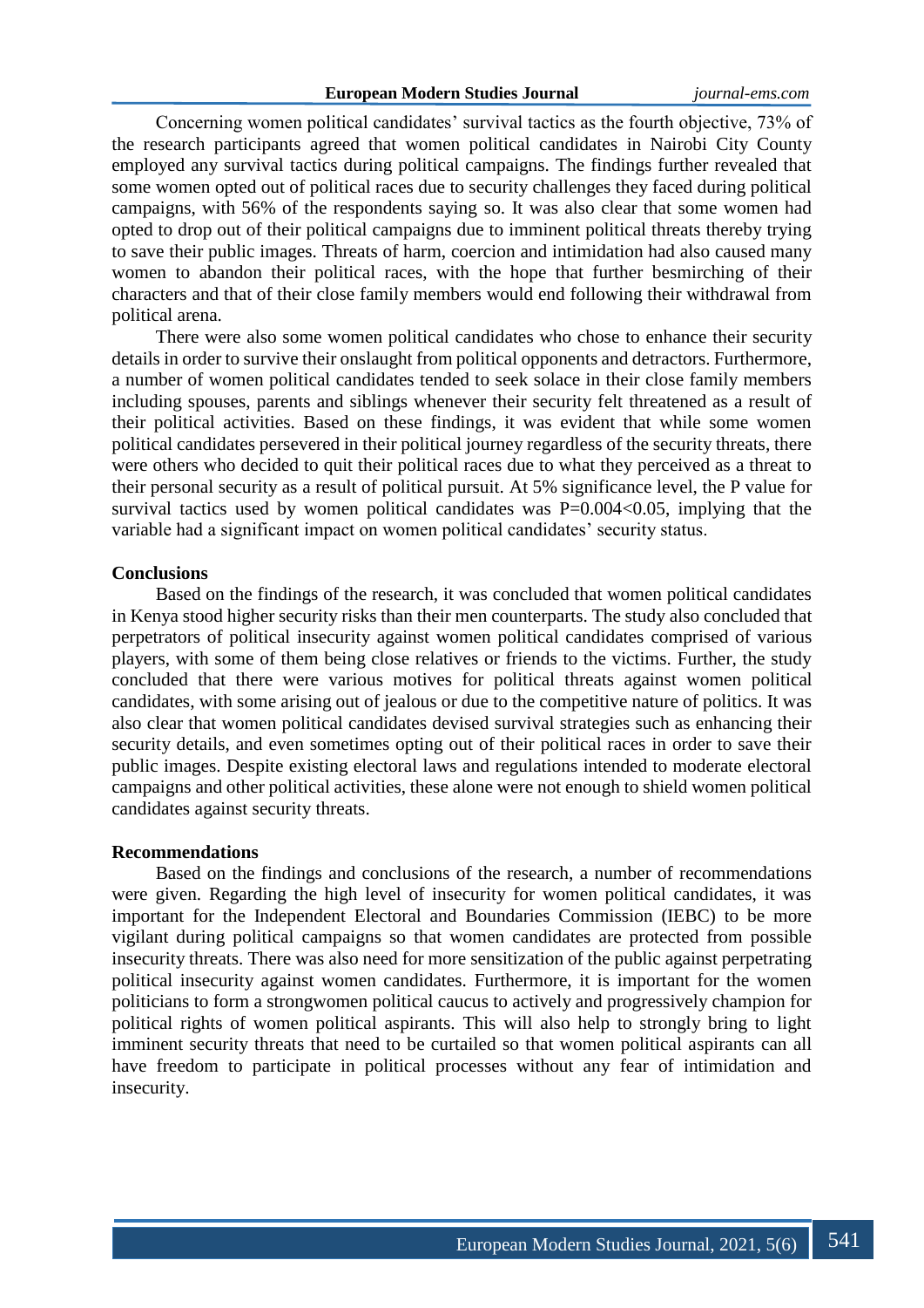Concerning women political candidates' survival tactics as the fourth objective, 73% of the research participants agreed that women political candidates in Nairobi City County employed any survival tactics during political campaigns. The findings further revealed that some women opted out of political races due to security challenges they faced during political campaigns, with 56% of the respondents saying so. It was also clear that some women had opted to drop out of their political campaigns due to imminent political threats thereby trying to save their public images. Threats of harm, coercion and intimidation had also caused many women to abandon their political races, with the hope that further besmirching of their characters and that of their close family members would end following their withdrawal from political arena.

There were also some women political candidates who chose to enhance their security details in order to survive their onslaught from political opponents and detractors. Furthermore, a number of women political candidates tended to seek solace in their close family members including spouses, parents and siblings whenever their security felt threatened as a result of their political activities. Based on these findings, it was evident that while some women political candidates persevered in their political journey regardless of the security threats, there were others who decided to quit their political races due to what they perceived as a threat to their personal security as a result of political pursuit. At 5% significance level, the P value for survival tactics used by women political candidates was $P=0.004<0.05$, implying that the variable had a significant impact on women political candidates' security status.

**Conclusions**

Based on the findings of the research, it was concluded that women political candidates in Kenya stood higher security risks than their men counterparts. The study also concluded that perpetrators of political insecurity against women political candidates comprised of various players, with some of them being close relatives or friends to the victims. Further, the study concluded that there were various motives for political threats against women political candidates, with some arising out of jealous or due to the competitive nature of politics. It was also clear that women political candidates devised survival strategies such as enhancing their security details, and even sometimes opting out of their political races in order to save their public images. Despite existing electoral laws and regulations intended to moderate electoral campaigns and other political activities, these alone were not enough to shield women political candidates against security threats.

**Recommendations**

Based on the findings and conclusions of the research, a number of recommendations were given. Regarding the high level of insecurity for women political candidates, it was important for the Independent Electoral and Boundaries Commission (IEBC) to be more vigilant during political campaigns so that women candidates are protected from possible insecurity threats. There was also need for more sensitization of the public against perpetrating political insecurity against women candidates. Furthermore, it is important for the women politicians to form a strongwomen political caucus to actively and progressively champion for political rights of women political aspirants. This will also help to strongly bring to light imminent security threats that need to be curtailed so that women political aspirants can all have freedom to participate in political processes without any fear of intimidation and insecurity.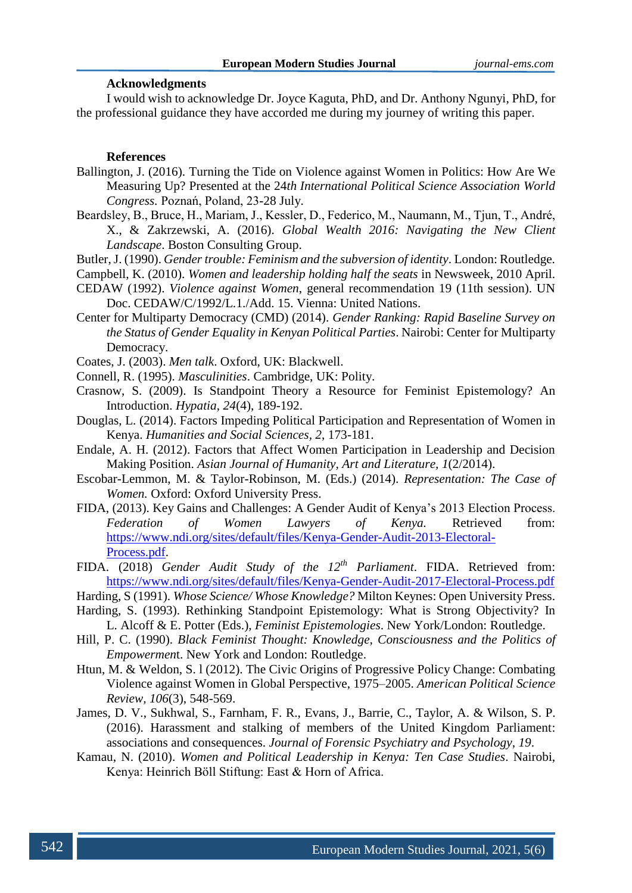**Acknowledgments**

I would wish to acknowledge Dr. Joyce Kaguta, PhD, and Dr. Anthony Ngunyi, PhD, for the professional guidance they have accorded me during my journey of writing this paper.

**References**

Ballington, J. (2016). Turning the Tide on Violence against Women in Politics: How Are We Measuring Up? Presented at the 24*th International Political Science Association World Congress.* Poznań, Poland, 23-28 July.

Beardsley, B., Bruce, H., Mariam, J., Kessler, D., Federico, M., Naumann, M., Tjun, T., André, X., & Zakrzewski, A. (2016). *Global Wealth 2016: Navigating the New Client Landscape*. Boston Consulting Group.

Butler, J. (1990). *Gender trouble: Feminism and the subversion of identity*. London: Routledge.

Campbell, K. (2010). *Women and leadership holding half the seats* in Newsweek, 2010 April.

CEDAW (1992). *Violence against Women*, general recommendation 19 (11th session). UN Doc. CEDAW/C/1992/L.1./Add. 15. Vienna: United Nations.

Center for Multiparty Democracy (CMD) (2014). *Gender Ranking: Rapid Baseline Survey on the Status of Gender Equality in Kenyan Political Parties*. Nairobi: Center for Multiparty Democracy.

Coates, J. (2003). *Men talk*. Oxford, UK: Blackwell.

Connell, R. (1995). *Masculinities*. Cambridge, UK: Polity.

Crasnow, S. (2009). Is Standpoint Theory a Resource for Feminist Epistemology? An Introduction. *Hypatia*, *24*(4), 189-192.

Douglas, L. (2014). Factors Impeding Political Participation and Representation of Women in Kenya. *Humanities and Social Sciences, 2*, 173-181.

Endale, A. H. (2012). Factors that Affect Women Participation in Leadership and Decision Making Position. *Asian Journal of Humanity, Art and Literature, 1*(2/2014).

Escobar-Lemmon, M. & Taylor-Robinson, M. (Eds.) (2014). *Representation: The Case of Women.* Oxford: Oxford University Press.

FIDA, (2013). Key Gains and Challenges: A Gender Audit of Kenya's 2013 Election Process. *Federation of Women Lawyers of Kenya.* Retrieved from: https://www.ndi.org/sites/default/files/Kenya-Gender-Audit-2013-Electoral-Process.pdf.

FIDA. (2018) *Gender Audit Study of the 12th Parliament*. FIDA. Retrieved from: https://www.ndi.org/sites/default/files/Kenya-Gender-Audit-2017-Electoral-Process.pdf

Harding, S (1991). *Whose Science/ Whose Knowledge?* Milton Keynes: Open University Press.

Harding, S. (1993). Rethinking Standpoint Epistemology: What is Strong Objectivity? In L. Alcoff & E. Potter (Eds.), *Feminist Epistemologies*. New York/London: Routledge.

Hill, P. C. (1990). *Black Feminist Thought: Knowledge, Consciousness and the Politics of Empowerment*. New York and London: Routledge.

Htun, M. & Weldon, S. l (2012). The Civic Origins of Progressive Policy Change: Combating Violence against Women in Global Perspective, 1975–2005. *American Political Science Review, 106*(3), 548-569.

James, D. V., Sukhwal, S., Farnham, F. R., Evans, J., Barrie, C., Taylor, A. & Wilson, S. P. (2016). Harassment and stalking of members of the United Kingdom Parliament: associations and consequences. *Journal of Forensic Psychiatry and Psychology*, *19*.

Kamau, N. (2010). *Women and Political Leadership in Kenya: Ten Case Studies*. Nairobi, Kenya: Heinrich Böll Stiftung: East & Horn of Africa.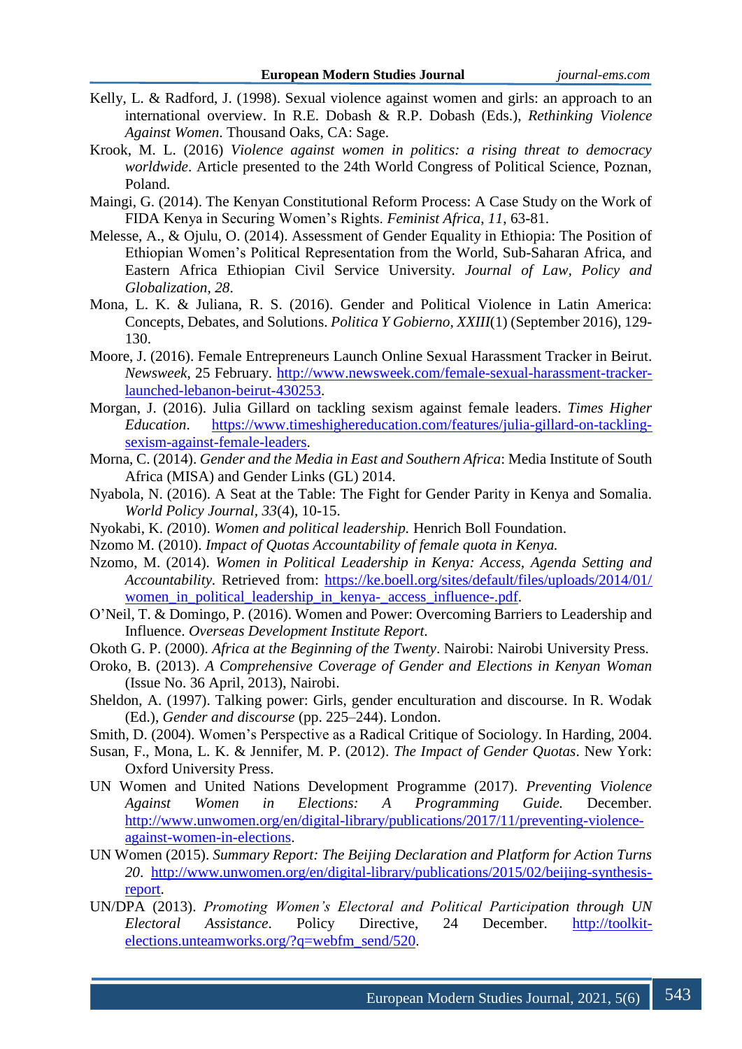Kelly, L. & Radford, J. (1998). Sexual violence against women and girls: an approach to an international overview. In R.E. Dobash & R.P. Dobash (Eds.), *Rethinking Violence Against Women*. Thousand Oaks, CA: Sage.

Krook, M. L. (2016) *Violence against women in politics: a rising threat to democracy worldwide*. Article presented to the 24th World Congress of Political Science, Poznan, Poland.

Maingi, G. (2014). The Kenyan Constitutional Reform Process: A Case Study on the Work of FIDA Kenya in Securing Women's Rights. *Feminist Africa*, *11*, 63-81.

Melesse, A., & Ojulu, O. (2014). Assessment of Gender Equality in Ethiopia: The Position of Ethiopian Women's Political Representation from the World, Sub-Saharan Africa, and Eastern Africa Ethiopian Civil Service University. *Journal of Law, Policy and Globalization*, *28*.

Mona, L. K. & Juliana, R. S. (2016). Gender and Political Violence in Latin America: Concepts, Debates, and Solutions. *Politica Y Gobierno, XXIII*(1) (September 2016), 129-130.

Moore, J. (2016). Female Entrepreneurs Launch Online Sexual Harassment Tracker in Beirut. *Newsweek*, 25 February. http://www.newsweek.com/female-sexual-harassment-tracker-launched-lebanon-beirut-430253.

Morgan, J. (2016). Julia Gillard on tackling sexism against female leaders. *Times Higher Education*. https://www.timeshighereducation.com/features/julia-gillard-on-tackling-sexism-against-female-leaders.

Morna, C. (2014). *Gender and the Media in East and Southern Africa*: Media Institute of South Africa (MISA) and Gender Links (GL) 2014.

Nyabola, N. (2016). A Seat at the Table: The Fight for Gender Parity in Kenya and Somalia. *World Policy Journal*, *33*(4), 10-15.

Nyokabi, K. *(*2010). *Women and political leadership.* Henrich Boll Foundation.

Nzomo M. (2010). *Impact of Quotas Accountability of female quota in Kenya.*

Nzomo, M. (2014). *Women in Political Leadership in Kenya: Access, Agenda Setting and Accountability*. Retrieved from: https://ke.boell.org/sites/default/files/uploads/2014/01/women_in_political_leadership_in_kenya-_access_influence-.pdf.

O'Neil, T. & Domingo, P. (2016). Women and Power: Overcoming Barriers to Leadership and Influence. *Overseas Development Institute Report.*

Okoth G. P. (2000). *Africa at the Beginning of the Twenty*. Nairobi: Nairobi University Press.

Oroko, B. (2013). *A Comprehensive Coverage of Gender and Elections in Kenyan Woman* (Issue No. 36 April, 2013), Nairobi.

Sheldon, A. (1997). Talking power: Girls, gender enculturation and discourse. In R. Wodak (Ed.), *Gender and discourse* (pp. 225–244). London.

Smith, D. (2004). Women's Perspective as a Radical Critique of Sociology. In Harding, 2004.

Susan, F., Mona, L. K. & Jennifer, M. P. (2012). *The Impact of Gender Quotas*. New York: Oxford University Press.

UN Women and United Nations Development Programme (2017). *Preventing Violence Against Women in Elections: A Programming Guide.* December. http://www.unwomen.org/en/digital-library/publications/2017/11/preventing-violence-against-women-in-elections.

UN Women (2015). *Summary Report: The Beijing Declaration and Platform for Action Turns 20*. http://www.unwomen.org/en/digital-library/publications/2015/02/beijing-synthesis-report.

UN/DPA (2013). *Promoting Women's Electoral and Political Participation through UN Electoral Assistance*. Policy Directive, 24 December. http://toolkit-elections.unteamworks.org/?q=webfm_send/520.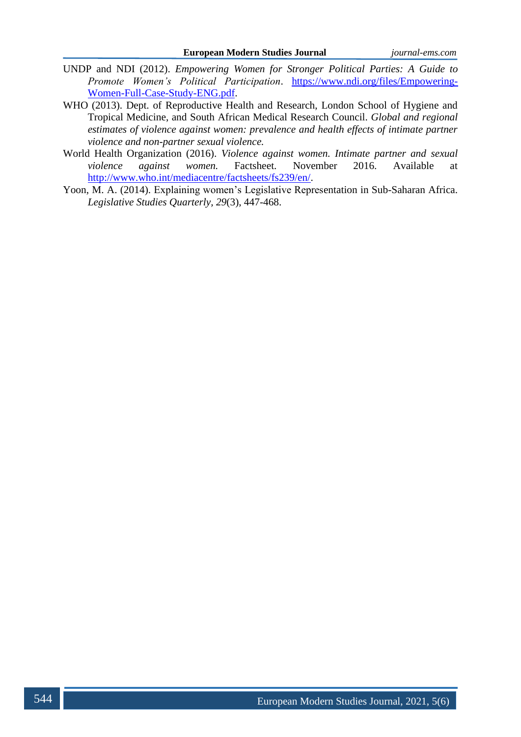UNDP and NDI (2012). *Empowering Women for Stronger Political Parties: A Guide to Promote Women's Political Participation*. https://www.ndi.org/files/Empowering-Women-Full-Case-Study-ENG.pdf.

WHO (2013). Dept. of Reproductive Health and Research, London School of Hygiene and Tropical Medicine, and South African Medical Research Council. *Global and regional estimates of violence against women: prevalence and health effects of intimate partner violence and non-partner sexual violence.*

World Health Organization (2016). *Violence against women. Intimate partner and sexual violence against women.* Factsheet. November 2016. Available at http://www.who.int/mediacentre/factsheets/fs239/en/.

Yoon, M. A. (2014). Explaining women's Legislative Representation in Sub-Saharan Africa. *Legislative Studies Quarterly*, *29*(3), 447-468.